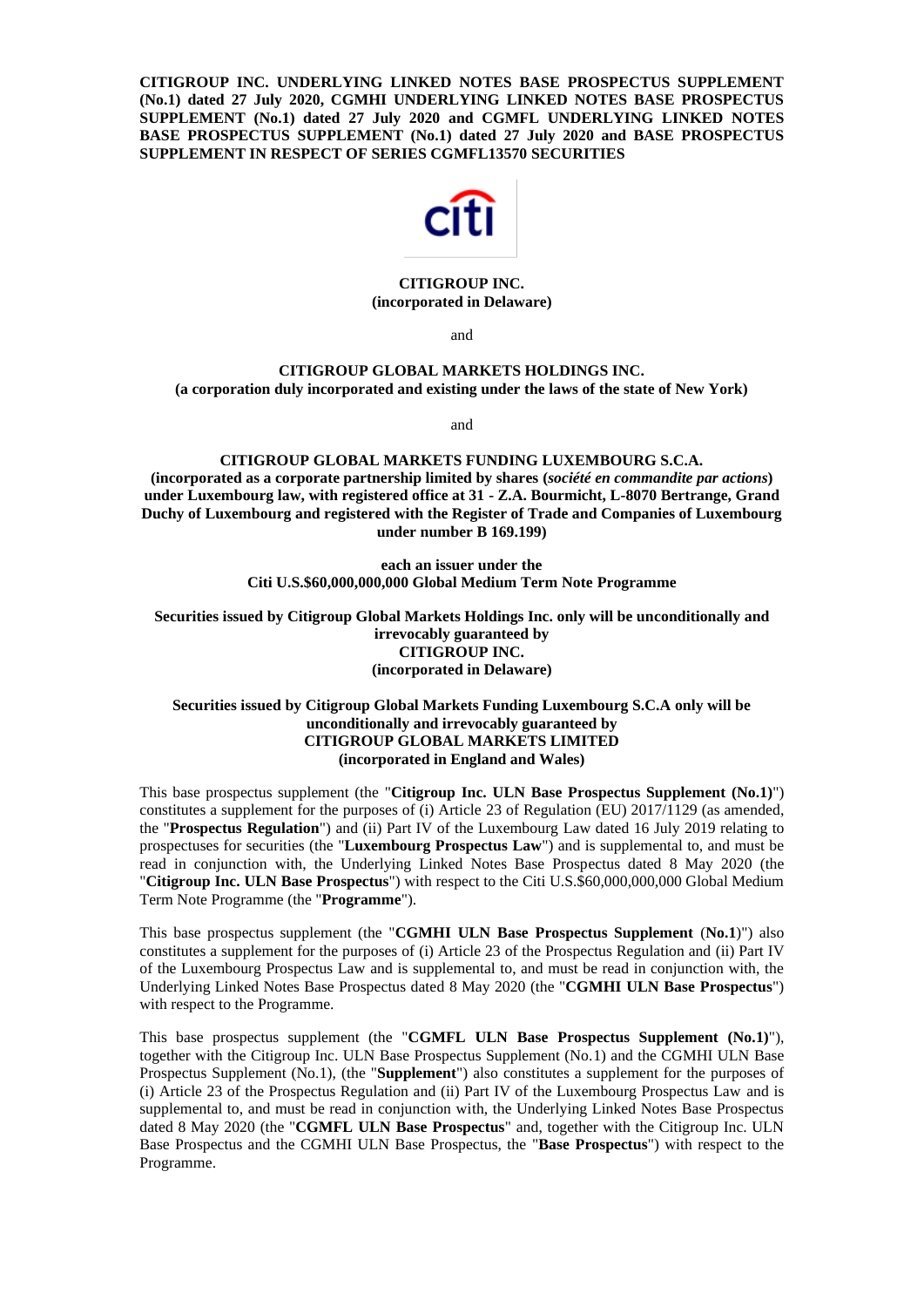**CITIGROUP INC. UNDERLYING LINKED NOTES BASE PROSPECTUS SUPPLEMENT (No.1) dated 27 July 2020, CGMHI UNDERLYING LINKED NOTES BASE PROSPECTUS SUPPLEMENT (No.1) dated 27 July 2020 and CGMFL UNDERLYING LINKED NOTES BASE PROSPECTUS SUPPLEMENT (No.1) dated 27 July 2020 and BASE PROSPECTUS SUPPLEMENT IN RESPECT OF SERIES CGMFL13570 SECURITIES**

**CITIGROUP INC.**
**(incorporated in Delaware)**

and

**CITIGROUP GLOBAL MARKETS HOLDINGS INC.**
**(a corporation duly incorporated and existing under the laws of the state of New York)**

and

**CITIGROUP GLOBAL MARKETS FUNDING LUXEMBOURG S.C.A.**
**(incorporated as a corporate partnership limited by shares (*société en commandite par actions*) under Luxembourg law, with registered office at 31 - Z.A. Bourmicht, L-8070 Bertrange, Grand Duchy of Luxembourg and registered with the Register of Trade and Companies of Luxembourg under number B 169.199)**

**each an issuer under the**
**Citi U.S.$60,000,000,000 Global Medium Term Note Programme**

**Securities issued by Citigroup Global Markets Holdings Inc. only will be unconditionally and irrevocably guaranteed by**
**CITIGROUP INC.**
**(incorporated in Delaware)**

**Securities issued by Citigroup Global Markets Funding Luxembourg S.C.A only will be unconditionally and irrevocably guaranteed by**
**CITIGROUP GLOBAL MARKETS LIMITED**
**(incorporated in England and Wales)**

This base prospectus supplement (the "**Citigroup Inc. ULN Base Prospectus Supplement (No.1)**") constitutes a supplement for the purposes of (i) Article 23 of Regulation (EU) 2017/1129 (as amended, the "**Prospectus Regulation**") and (ii) Part IV of the Luxembourg Law dated 16 July 2019 relating to prospectuses for securities (the "**Luxembourg Prospectus Law**") and is supplemental to, and must be read in conjunction with, the Underlying Linked Notes Base Prospectus dated 8 May 2020 (the "**Citigroup Inc. ULN Base Prospectus**") with respect to the Citi U.S.$60,000,000,000 Global Medium Term Note Programme (the "**Programme**").

This base prospectus supplement (the "**CGMHI ULN Base Prospectus Supplement** (**No.1**)") also constitutes a supplement for the purposes of (i) Article 23 of the Prospectus Regulation and (ii) Part IV of the Luxembourg Prospectus Law and is supplemental to, and must be read in conjunction with, the Underlying Linked Notes Base Prospectus dated 8 May 2020 (the "**CGMHI ULN Base Prospectus**") with respect to the Programme.

This base prospectus supplement (the "**CGMFL ULN Base Prospectus Supplement (No.1)**"), together with the Citigroup Inc. ULN Base Prospectus Supplement (No.1) and the CGMHI ULN Base Prospectus Supplement (No.1), (the "**Supplement**") also constitutes a supplement for the purposes of (i) Article 23 of the Prospectus Regulation and (ii) Part IV of the Luxembourg Prospectus Law and is supplemental to, and must be read in conjunction with, the Underlying Linked Notes Base Prospectus dated 8 May 2020 (the "**CGMFL ULN Base Prospectus**" and, together with the Citigroup Inc. ULN Base Prospectus and the CGMHI ULN Base Prospectus, the "**Base Prospectus**") with respect to the Programme.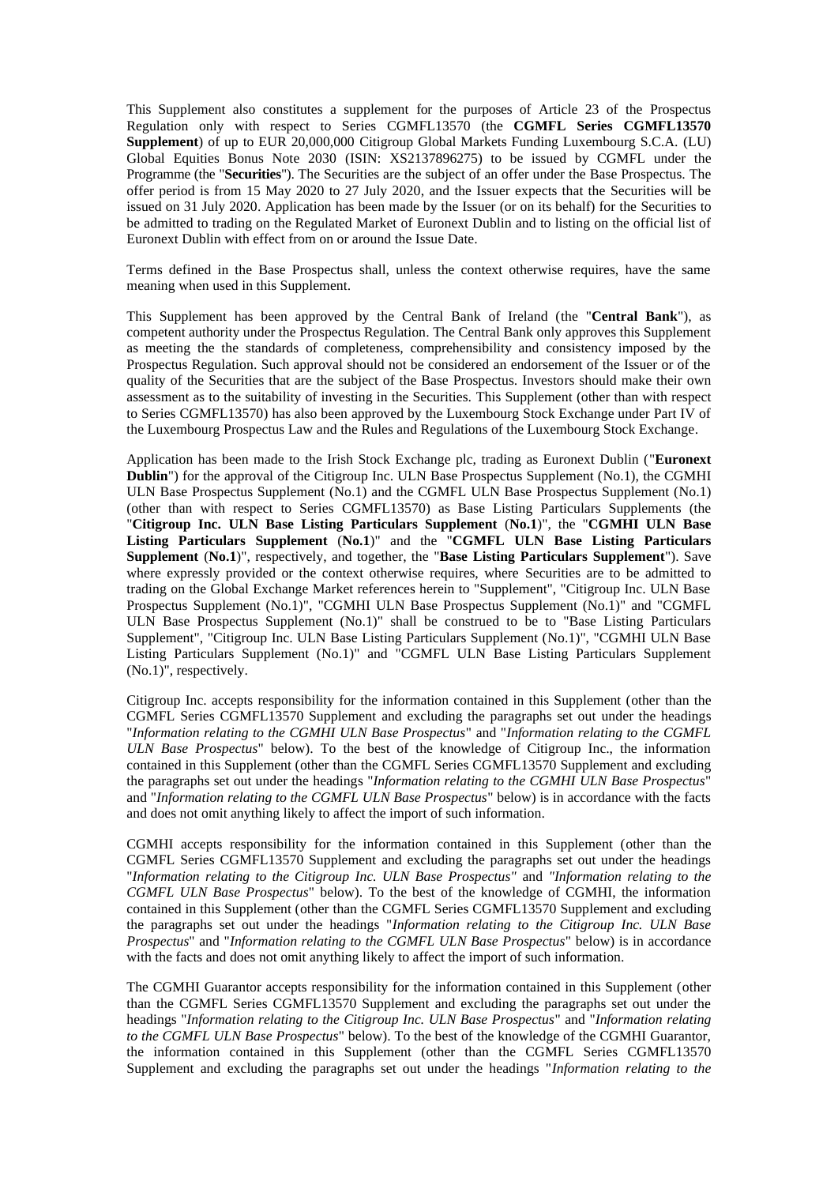This Supplement also constitutes a supplement for the purposes of Article 23 of the Prospectus Regulation only with respect to Series CGMFL13570 (the **CGMFL Series CGMFL13570 Supplement**) of up to EUR 20,000,000 Citigroup Global Markets Funding Luxembourg S.C.A. (LU) Global Equities Bonus Note 2030 (ISIN: XS2137896275) to be issued by CGMFL under the Programme (the "**Securities**"). The Securities are the subject of an offer under the Base Prospectus. The offer period is from 15 May 2020 to 27 July 2020, and the Issuer expects that the Securities will be issued on 31 July 2020. Application has been made by the Issuer (or on its behalf) for the Securities to be admitted to trading on the Regulated Market of Euronext Dublin and to listing on the official list of Euronext Dublin with effect from on or around the Issue Date.

Terms defined in the Base Prospectus shall, unless the context otherwise requires, have the same meaning when used in this Supplement.

This Supplement has been approved by the Central Bank of Ireland (the "**Central Bank**"), as competent authority under the Prospectus Regulation. The Central Bank only approves this Supplement as meeting the the standards of completeness, comprehensibility and consistency imposed by the Prospectus Regulation. Such approval should not be considered an endorsement of the Issuer or of the quality of the Securities that are the subject of the Base Prospectus. Investors should make their own assessment as to the suitability of investing in the Securities. This Supplement (other than with respect to Series CGMFL13570) has also been approved by the Luxembourg Stock Exchange under Part IV of the Luxembourg Prospectus Law and the Rules and Regulations of the Luxembourg Stock Exchange.

Application has been made to the Irish Stock Exchange plc, trading as Euronext Dublin ("**Euronext Dublin**") for the approval of the Citigroup Inc. ULN Base Prospectus Supplement (No.1), the CGMHI ULN Base Prospectus Supplement (No.1) and the CGMFL ULN Base Prospectus Supplement (No.1) (other than with respect to Series CGMFL13570) as Base Listing Particulars Supplements (the "**Citigroup Inc. ULN Base Listing Particulars Supplement** (**No.1**)", the "**CGMHI ULN Base Listing Particulars Supplement** (**No.1**)" and the "**CGMFL ULN Base Listing Particulars Supplement** (**No.1**)", respectively, and together, the "**Base Listing Particulars Supplement**"). Save where expressly provided or the context otherwise requires, where Securities are to be admitted to trading on the Global Exchange Market references herein to "Supplement", "Citigroup Inc. ULN Base Prospectus Supplement (No.1)", "CGMHI ULN Base Prospectus Supplement (No.1)" and "CGMFL ULN Base Prospectus Supplement (No.1)" shall be construed to be to "Base Listing Particulars Supplement", "Citigroup Inc. ULN Base Listing Particulars Supplement (No.1)", "CGMHI ULN Base Listing Particulars Supplement (No.1)" and "CGMFL ULN Base Listing Particulars Supplement (No.1)", respectively.

Citigroup Inc. accepts responsibility for the information contained in this Supplement (other than the CGMFL Series CGMFL13570 Supplement and excluding the paragraphs set out under the headings "*Information relating to the CGMHI ULN Base Prospectus*" and "*Information relating to the CGMFL ULN Base Prospectus*" below). To the best of the knowledge of Citigroup Inc., the information contained in this Supplement (other than the CGMFL Series CGMFL13570 Supplement and excluding the paragraphs set out under the headings "*Information relating to the CGMHI ULN Base Prospectus*" and "*Information relating to the CGMFL ULN Base Prospectus*" below) is in accordance with the facts and does not omit anything likely to affect the import of such information.

CGMHI accepts responsibility for the information contained in this Supplement (other than the CGMFL Series CGMFL13570 Supplement and excluding the paragraphs set out under the headings "*Information relating to the Citigroup Inc. ULN Base Prospectus*" and "*Information relating to the CGMFL ULN Base Prospectus*" below). To the best of the knowledge of CGMHI, the information contained in this Supplement (other than the CGMFL Series CGMFL13570 Supplement and excluding the paragraphs set out under the headings "*Information relating to the Citigroup Inc. ULN Base Prospectus*" and "*Information relating to the CGMFL ULN Base Prospectus*" below) is in accordance with the facts and does not omit anything likely to affect the import of such information.

The CGMHI Guarantor accepts responsibility for the information contained in this Supplement (other than the CGMFL Series CGMFL13570 Supplement and excluding the paragraphs set out under the headings "*Information relating to the Citigroup Inc. ULN Base Prospectus*" and "*Information relating to the CGMFL ULN Base Prospectus*" below). To the best of the knowledge of the CGMHI Guarantor, the information contained in this Supplement (other than the CGMFL Series CGMFL13570 Supplement and excluding the paragraphs set out under the headings "*Information relating to the*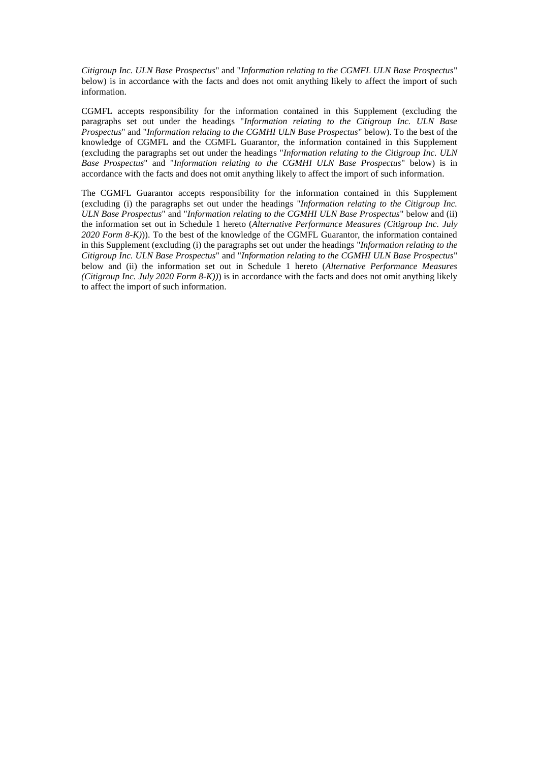*Citigroup Inc. ULN Base Prospectus*" and "*Information relating to the CGMFL ULN Base Prospectus*" below) is in accordance with the facts and does not omit anything likely to affect the import of such information.

CGMFL accepts responsibility for the information contained in this Supplement (excluding the paragraphs set out under the headings "*Information relating to the Citigroup Inc. ULN Base Prospectus*" and "*Information relating to the CGMHI ULN Base Prospectus*" below). To the best of the knowledge of CGMFL and the CGMFL Guarantor, the information contained in this Supplement (excluding the paragraphs set out under the headings "*Information relating to the Citigroup Inc. ULN Base Prospectus*" and "*Information relating to the CGMHI ULN Base Prospectus*" below) is in accordance with the facts and does not omit anything likely to affect the import of such information.

The CGMFL Guarantor accepts responsibility for the information contained in this Supplement (excluding (i) the paragraphs set out under the headings "*Information relating to the Citigroup Inc. ULN Base Prospectus*" and "*Information relating to the CGMHI ULN Base Prospectus*" below and (ii) the information set out in Schedule 1 hereto (*Alternative Performance Measures (Citigroup Inc. July 2020 Form 8-K)*)). To the best of the knowledge of the CGMFL Guarantor, the information contained in this Supplement (excluding (i) the paragraphs set out under the headings "*Information relating to the Citigroup Inc. ULN Base Prospectus*" and "*Information relating to the CGMHI ULN Base Prospectus*" below and (ii) the information set out in Schedule 1 hereto (*Alternative Performance Measures (Citigroup Inc. July 2020 Form 8-K)*)) is in accordance with the facts and does not omit anything likely to affect the import of such information.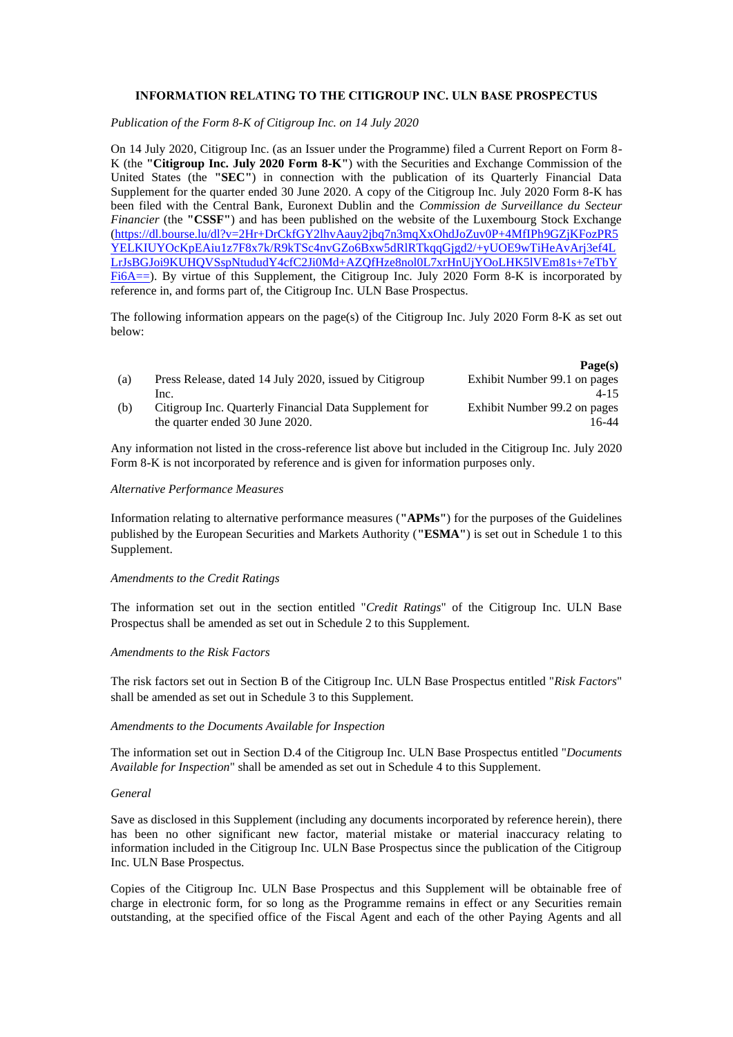## INFORMATION RELATING TO THE CITIGROUP INC. ULN BASE PROSPECTUS

*Publication of the Form 8-K of Citigroup Inc. on 14 July 2020*

On 14 July 2020, Citigroup Inc. (as an Issuer under the Programme) filed a Current Report on Form 8-K (the **"Citigroup Inc. July 2020 Form 8-K"**) with the Securities and Exchange Commission of the United States (the **"SEC"**) in connection with the publication of its Quarterly Financial Data Supplement for the quarter ended 30 June 2020. A copy of the Citigroup Inc. July 2020 Form 8-K has been filed with the Central Bank, Euronext Dublin and the *Commission de Surveillance du Secteur Financier* (the **"CSSF"**) and has been published on the website of the Luxembourg Stock Exchange (https://dl.bourse.lu/dl?v=2Hr+DrCkfGY2lhvAauy2jbq7n3mqXxOhdJoZuv0P+4MfIPh9GZjKFozPR5YELKIUYOcKpEAiu1z7F8x7k/R9kTSc4nvGZo6Bxw5dRlRTkqqGjgd2/+yUOE9wTiHeAvArj3ef4LLrJsBGJoi9KUHQVSspNtududY4cfC2Ji0Md+AZQfHze8nol0L7xrHnUjYOoLHK5lVEm81s+7eTbYFi6A==). By virtue of this Supplement, the Citigroup Inc. July 2020 Form 8-K is incorporated by reference in, and forms part of, the Citigroup Inc. ULN Base Prospectus.

The following information appears on the page(s) of the Citigroup Inc. July 2020 Form 8-K as set out below:

| | | **Page(s)** |
|---|---|---|
| (a) | Press Release, dated 14 July 2020, issued by Citigroup Inc. | Exhibit Number 99.1 on pages 4-15 |
| (b) | Citigroup Inc. Quarterly Financial Data Supplement for the quarter ended 30 June 2020. | Exhibit Number 99.2 on pages 16-44 |

Any information not listed in the cross-reference list above but included in the Citigroup Inc. July 2020 Form 8-K is not incorporated by reference and is given for information purposes only.

*Alternative Performance Measures*

Information relating to alternative performance measures (**"APMs"**) for the purposes of the Guidelines published by the European Securities and Markets Authority (**"ESMA"**) is set out in Schedule 1 to this Supplement.

*Amendments to the Credit Ratings*

The information set out in the section entitled "*Credit Ratings*" of the Citigroup Inc. ULN Base Prospectus shall be amended as set out in Schedule 2 to this Supplement.

*Amendments to the Risk Factors*

The risk factors set out in Section B of the Citigroup Inc. ULN Base Prospectus entitled "*Risk Factors*" shall be amended as set out in Schedule 3 to this Supplement.

*Amendments to the Documents Available for Inspection*

The information set out in Section D.4 of the Citigroup Inc. ULN Base Prospectus entitled "*Documents Available for Inspection*" shall be amended as set out in Schedule 4 to this Supplement.

*General*

Save as disclosed in this Supplement (including any documents incorporated by reference herein), there has been no other significant new factor, material mistake or material inaccuracy relating to information included in the Citigroup Inc. ULN Base Prospectus since the publication of the Citigroup Inc. ULN Base Prospectus.

Copies of the Citigroup Inc. ULN Base Prospectus and this Supplement will be obtainable free of charge in electronic form, for so long as the Programme remains in effect or any Securities remain outstanding, at the specified office of the Fiscal Agent and each of the other Paying Agents and all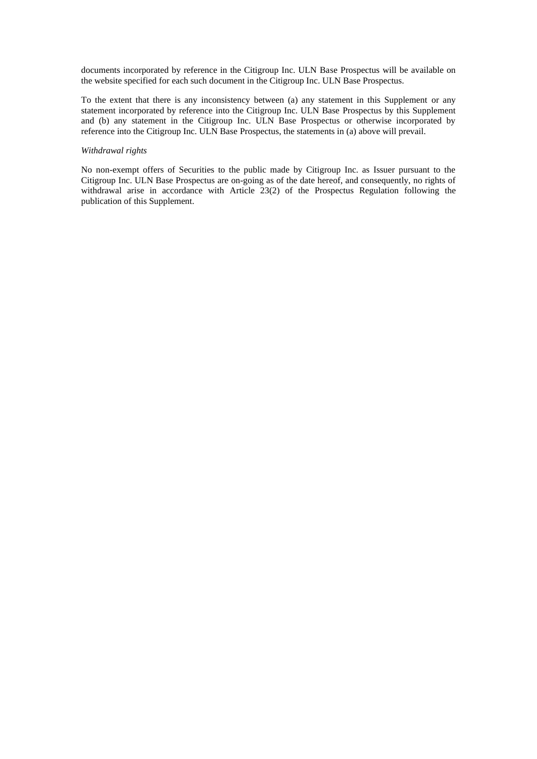documents incorporated by reference in the Citigroup Inc. ULN Base Prospectus will be available on the website specified for each such document in the Citigroup Inc. ULN Base Prospectus.

To the extent that there is any inconsistency between (a) any statement in this Supplement or any statement incorporated by reference into the Citigroup Inc. ULN Base Prospectus by this Supplement and (b) any statement in the Citigroup Inc. ULN Base Prospectus or otherwise incorporated by reference into the Citigroup Inc. ULN Base Prospectus, the statements in (a) above will prevail.

*Withdrawal rights*

No non-exempt offers of Securities to the public made by Citigroup Inc. as Issuer pursuant to the Citigroup Inc. ULN Base Prospectus are on-going as of the date hereof, and consequently, no rights of withdrawal arise in accordance with Article 23(2) of the Prospectus Regulation following the publication of this Supplement.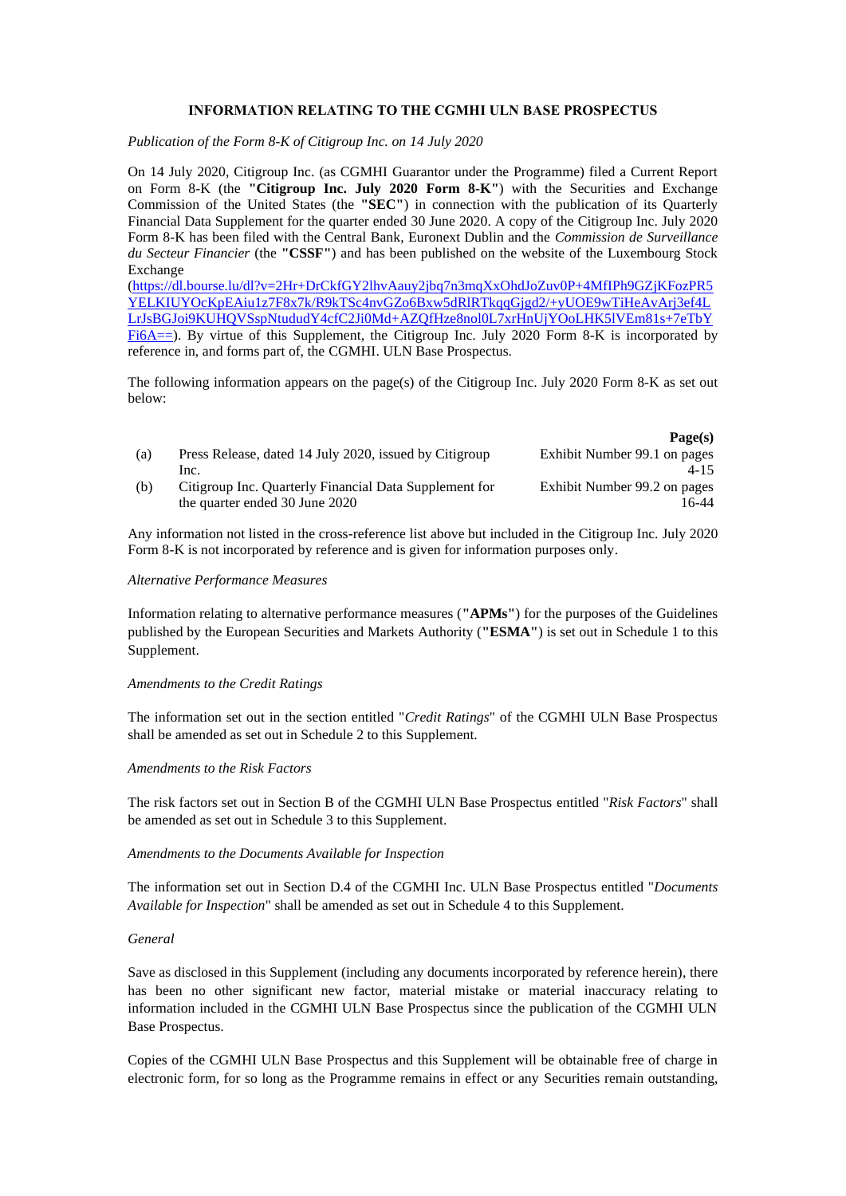## INFORMATION RELATING TO THE CGMHI ULN BASE PROSPECTUS

*Publication of the Form 8-K of Citigroup Inc. on 14 July 2020*

On 14 July 2020, Citigroup Inc. (as CGMHI Guarantor under the Programme) filed a Current Report on Form 8-K (the **"Citigroup Inc. July 2020 Form 8-K"**) with the Securities and Exchange Commission of the United States (the **"SEC"**) in connection with the publication of its Quarterly Financial Data Supplement for the quarter ended 30 June 2020. A copy of the Citigroup Inc. July 2020 Form 8-K has been filed with the Central Bank, Euronext Dublin and the *Commission de Surveillance du Secteur Financier* (the **"CSSF"**) and has been published on the website of the Luxembourg Stock Exchange (https://dl.bourse.lu/dl?v=2Hr+DrCkfGY2lhvAauy2jbq7n3mqXxOhdJoZuv0P+4MfIPh9GZjKFozPR5YELKIUYOcKpEAiu1z7F8x7k/R9kTSc4nvGZo6Bxw5dRlRTkqqGjgd2/+yUOE9wTiHeAvArj3ef4LLrJsBGJoi9KUHQVSspNtududY4cfC2Ji0Md+AZQfHze8nol0L7xrHnUjYOoLHK5lVEm81s+7eTbYFi6A==). By virtue of this Supplement, the Citigroup Inc. July 2020 Form 8-K is incorporated by reference in, and forms part of, the CGMHI. ULN Base Prospectus.

The following information appears on the page(s) of the Citigroup Inc. July 2020 Form 8-K as set out below:

| | | **Page(s)** |
|---|---|---|
| (a) | Press Release, dated 14 July 2020, issued by Citigroup Inc. | Exhibit Number 99.1 on pages 4-15 |
| (b) | Citigroup Inc. Quarterly Financial Data Supplement for the quarter ended 30 June 2020 | Exhibit Number 99.2 on pages 16-44 |

Any information not listed in the cross-reference list above but included in the Citigroup Inc. July 2020 Form 8-K is not incorporated by reference and is given for information purposes only.

*Alternative Performance Measures*

Information relating to alternative performance measures (**"APMs"**) for the purposes of the Guidelines published by the European Securities and Markets Authority (**"ESMA"**) is set out in Schedule 1 to this Supplement.

*Amendments to the Credit Ratings*

The information set out in the section entitled "*Credit Ratings*" of the CGMHI ULN Base Prospectus shall be amended as set out in Schedule 2 to this Supplement.

*Amendments to the Risk Factors*

The risk factors set out in Section B of the CGMHI ULN Base Prospectus entitled "*Risk Factors*" shall be amended as set out in Schedule 3 to this Supplement.

*Amendments to the Documents Available for Inspection*

The information set out in Section D.4 of the CGMHI Inc. ULN Base Prospectus entitled "*Documents Available for Inspection*" shall be amended as set out in Schedule 4 to this Supplement.

*General*

Save as disclosed in this Supplement (including any documents incorporated by reference herein), there has been no other significant new factor, material mistake or material inaccuracy relating to information included in the CGMHI ULN Base Prospectus since the publication of the CGMHI ULN Base Prospectus.

Copies of the CGMHI ULN Base Prospectus and this Supplement will be obtainable free of charge in electronic form, for so long as the Programme remains in effect or any Securities remain outstanding,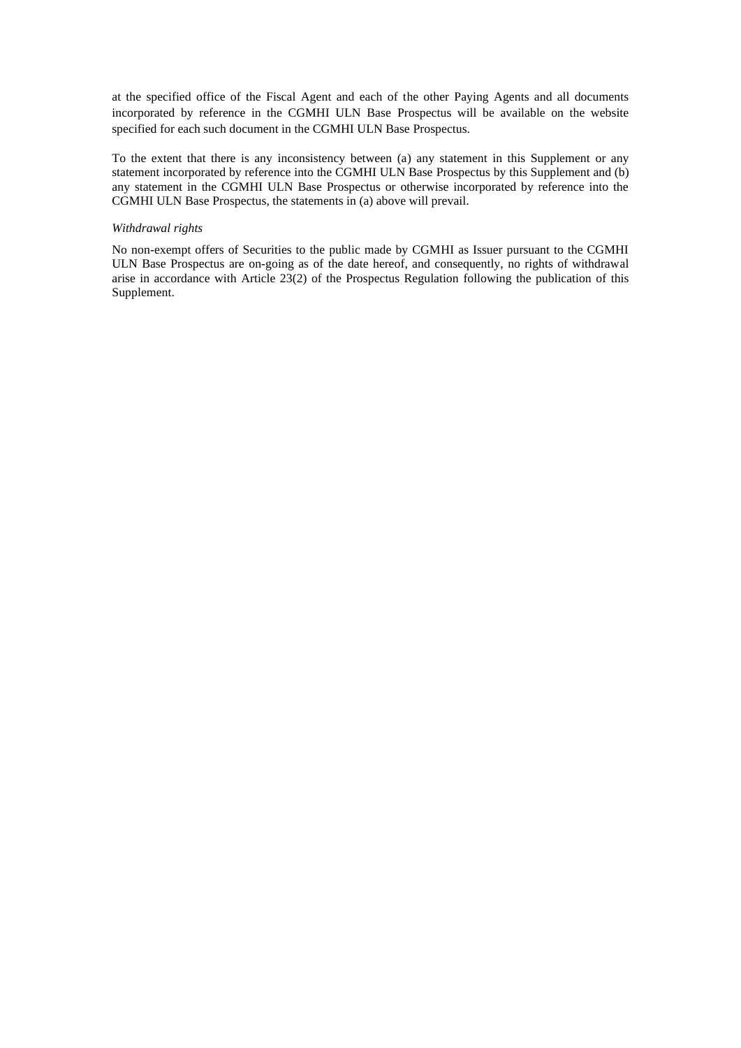at the specified office of the Fiscal Agent and each of the other Paying Agents and all documents incorporated by reference in the CGMHI ULN Base Prospectus will be available on the website specified for each such document in the CGMHI ULN Base Prospectus.

To the extent that there is any inconsistency between (a) any statement in this Supplement or any statement incorporated by reference into the CGMHI ULN Base Prospectus by this Supplement and (b) any statement in the CGMHI ULN Base Prospectus or otherwise incorporated by reference into the CGMHI ULN Base Prospectus, the statements in (a) above will prevail.

*Withdrawal rights*

No non-exempt offers of Securities to the public made by CGMHI as Issuer pursuant to the CGMHI ULN Base Prospectus are on-going as of the date hereof, and consequently, no rights of withdrawal arise in accordance with Article 23(2) of the Prospectus Regulation following the publication of this Supplement.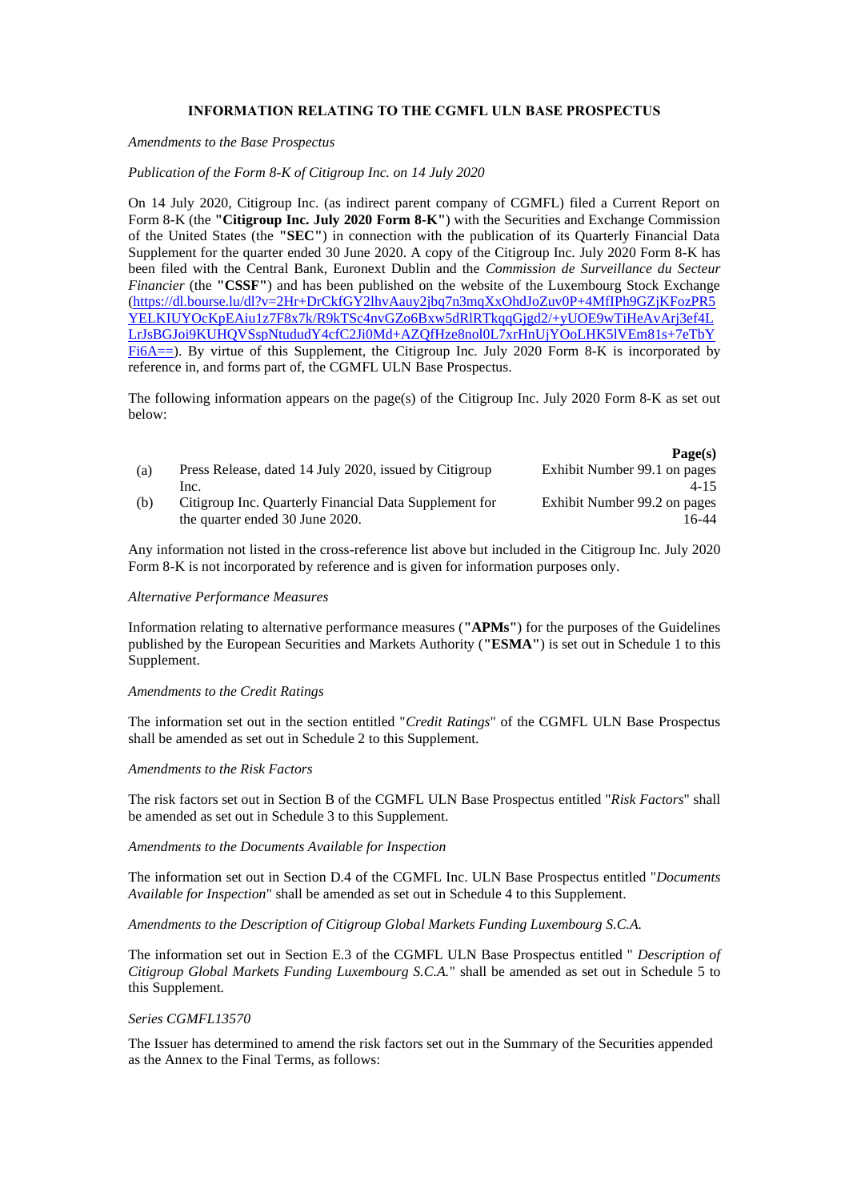# INFORMATION RELATING TO THE CGMFL ULN BASE PROSPECTUS

*Amendments to the Base Prospectus*

*Publication of the Form 8-K of Citigroup Inc. on 14 July 2020*

On 14 July 2020, Citigroup Inc. (as indirect parent company of CGMFL) filed a Current Report on Form 8-K (the **"Citigroup Inc. July 2020 Form 8-K"**) with the Securities and Exchange Commission of the United States (the **"SEC"**) in connection with the publication of its Quarterly Financial Data Supplement for the quarter ended 30 June 2020. A copy of the Citigroup Inc. July 2020 Form 8-K has been filed with the Central Bank, Euronext Dublin and the *Commission de Surveillance du Secteur Financier* (the **"CSSF"**) and has been published on the website of the Luxembourg Stock Exchange (https://dl.bourse.lu/dl?v=2Hr+DrCkfGY2lhvAauy2jbq7n3mqXxOhdJoZuv0P+4MfIPh9GZjKFozPR5YELKIUYOcKpEAiu1z7F8x7k/R9kTSc4nvGZo6Bxw5dRlRTkqqGjgd2/+yUOE9wTiHeAvArj3ef4LLrJsBGJoi9KUHQVSspNtududY4cfC2Ji0Md+AZQfHze8nol0L7xrHnUjYOoLHK5lVEm81s+7eTbYFi6A==). By virtue of this Supplement, the Citigroup Inc. July 2020 Form 8-K is incorporated by reference in, and forms part of, the CGMFL ULN Base Prospectus.

The following information appears on the page(s) of the Citigroup Inc. July 2020 Form 8-K as set out below:

| | | Page(s) |
|---|---|---|
| (a) | Press Release, dated 14 July 2020, issued by Citigroup Inc. | Exhibit Number 99.1 on pages 4-15 |
| (b) | Citigroup Inc. Quarterly Financial Data Supplement for the quarter ended 30 June 2020. | Exhibit Number 99.2 on pages 16-44 |

Any information not listed in the cross-reference list above but included in the Citigroup Inc. July 2020 Form 8-K is not incorporated by reference and is given for information purposes only.

*Alternative Performance Measures*

Information relating to alternative performance measures (**"APMs"**) for the purposes of the Guidelines published by the European Securities and Markets Authority (**"ESMA"**) is set out in Schedule 1 to this Supplement.

*Amendments to the Credit Ratings*

The information set out in the section entitled "*Credit Ratings*" of the CGMFL ULN Base Prospectus shall be amended as set out in Schedule 2 to this Supplement.

*Amendments to the Risk Factors*

The risk factors set out in Section B of the CGMFL ULN Base Prospectus entitled "*Risk Factors*" shall be amended as set out in Schedule 3 to this Supplement.

*Amendments to the Documents Available for Inspection*

The information set out in Section D.4 of the CGMFL Inc. ULN Base Prospectus entitled "*Documents Available for Inspection*" shall be amended as set out in Schedule 4 to this Supplement.

*Amendments to the Description of Citigroup Global Markets Funding Luxembourg S.C.A.*

The information set out in Section E.3 of the CGMFL ULN Base Prospectus entitled " *Description of Citigroup Global Markets Funding Luxembourg S.C.A.*" shall be amended as set out in Schedule 5 to this Supplement.

*Series CGMFL13570*

The Issuer has determined to amend the risk factors set out in the Summary of the Securities appended as the Annex to the Final Terms, as follows: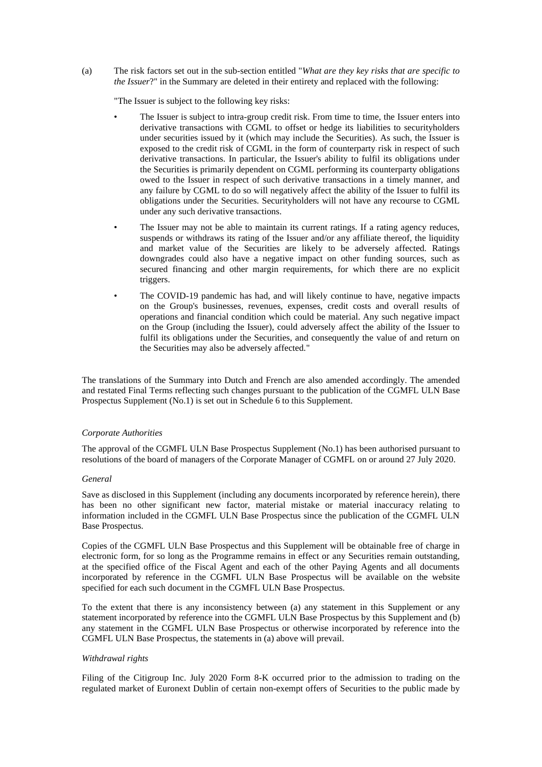(a) The risk factors set out in the sub-section entitled "*What are they key risks that are specific to the Issuer*?" in the Summary are deleted in their entirety and replaced with the following:

"The Issuer is subject to the following key risks:

- The Issuer is subject to intra-group credit risk. From time to time, the Issuer enters into derivative transactions with CGML to offset or hedge its liabilities to securityholders under securities issued by it (which may include the Securities). As such, the Issuer is exposed to the credit risk of CGML in the form of counterparty risk in respect of such derivative transactions. In particular, the Issuer's ability to fulfil its obligations under the Securities is primarily dependent on CGML performing its counterparty obligations owed to the Issuer in respect of such derivative transactions in a timely manner, and any failure by CGML to do so will negatively affect the ability of the Issuer to fulfil its obligations under the Securities. Securityholders will not have any recourse to CGML under any such derivative transactions.
- The Issuer may not be able to maintain its current ratings. If a rating agency reduces, suspends or withdraws its rating of the Issuer and/or any affiliate thereof, the liquidity and market value of the Securities are likely to be adversely affected. Ratings downgrades could also have a negative impact on other funding sources, such as secured financing and other margin requirements, for which there are no explicit triggers.
- The COVID-19 pandemic has had, and will likely continue to have, negative impacts on the Group's businesses, revenues, expenses, credit costs and overall results of operations and financial condition which could be material. Any such negative impact on the Group (including the Issuer), could adversely affect the ability of the Issuer to fulfil its obligations under the Securities, and consequently the value of and return on the Securities may also be adversely affected."

The translations of the Summary into Dutch and French are also amended accordingly. The amended and restated Final Terms reflecting such changes pursuant to the publication of the CGMFL ULN Base Prospectus Supplement (No.1) is set out in Schedule 6 to this Supplement.

*Corporate Authorities*

The approval of the CGMFL ULN Base Prospectus Supplement (No.1) has been authorised pursuant to resolutions of the board of managers of the Corporate Manager of CGMFL on or around 27 July 2020.

*General*

Save as disclosed in this Supplement (including any documents incorporated by reference herein), there has been no other significant new factor, material mistake or material inaccuracy relating to information included in the CGMFL ULN Base Prospectus since the publication of the CGMFL ULN Base Prospectus.

Copies of the CGMFL ULN Base Prospectus and this Supplement will be obtainable free of charge in electronic form, for so long as the Programme remains in effect or any Securities remain outstanding, at the specified office of the Fiscal Agent and each of the other Paying Agents and all documents incorporated by reference in the CGMFL ULN Base Prospectus will be available on the website specified for each such document in the CGMFL ULN Base Prospectus.

To the extent that there is any inconsistency between (a) any statement in this Supplement or any statement incorporated by reference into the CGMFL ULN Base Prospectus by this Supplement and (b) any statement in the CGMFL ULN Base Prospectus or otherwise incorporated by reference into the CGMFL ULN Base Prospectus, the statements in (a) above will prevail.

*Withdrawal rights*

Filing of the Citigroup Inc. July 2020 Form 8-K occurred prior to the admission to trading on the regulated market of Euronext Dublin of certain non-exempt offers of Securities to the public made by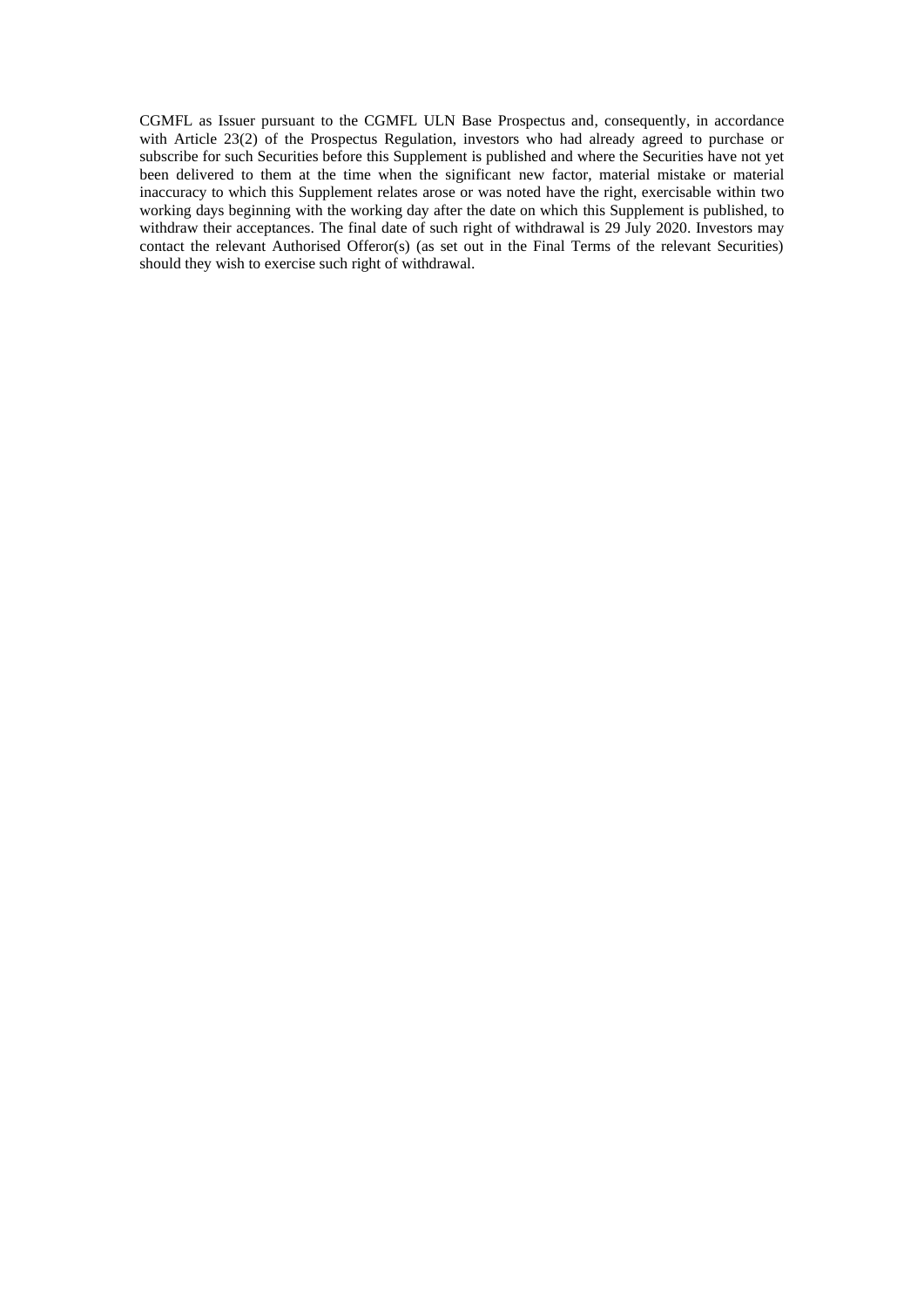CGMFL as Issuer pursuant to the CGMFL ULN Base Prospectus and, consequently, in accordance with Article 23(2) of the Prospectus Regulation, investors who had already agreed to purchase or subscribe for such Securities before this Supplement is published and where the Securities have not yet been delivered to them at the time when the significant new factor, material mistake or material inaccuracy to which this Supplement relates arose or was noted have the right, exercisable within two working days beginning with the working day after the date on which this Supplement is published, to withdraw their acceptances. The final date of such right of withdrawal is 29 July 2020. Investors may contact the relevant Authorised Offeror(s) (as set out in the Final Terms of the relevant Securities) should they wish to exercise such right of withdrawal.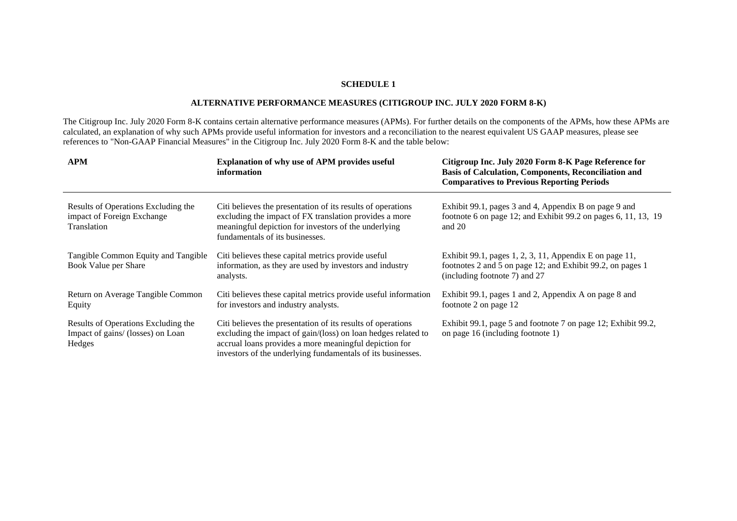**SCHEDULE 1**

**ALTERNATIVE PERFORMANCE MEASURES (CITIGROUP INC. JULY 2020 FORM 8-K)**

The Citigroup Inc. July 2020 Form 8-K contains certain alternative performance measures (APMs). For further details on the components of the APMs, how these APMs are calculated, an explanation of why such APMs provide useful information for investors and a reconciliation to the nearest equivalent US GAAP measures, please see references to "Non-GAAP Financial Measures" in the Citigroup Inc. July 2020 Form 8-K and the table below:

| APM | Explanation of why use of APM provides useful information | Citigroup Inc. July 2020 Form 8-K Page Reference for Basis of Calculation, Components, Reconciliation and Comparatives to Previous Reporting Periods |
|---|---|---|
| Results of Operations Excluding the impact of Foreign Exchange Translation | Citi believes the presentation of its results of operations excluding the impact of FX translation provides a more meaningful depiction for investors of the underlying fundamentals of its businesses. | Exhibit 99.1, pages 3 and 4, Appendix B on page 9 and footnote 6 on page 12; and Exhibit 99.2 on pages 6, 11, 13, 19 and 20 |
| Tangible Common Equity and Tangible Book Value per Share | Citi believes these capital metrics provide useful information, as they are used by investors and industry analysts. | Exhibit 99.1, pages 1, 2, 3, 11, Appendix E on page 11, footnotes 2 and 5 on page 12; and Exhibit 99.2, on pages 1 (including footnote 7) and 27 |
| Return on Average Tangible Common Equity | Citi believes these capital metrics provide useful information for investors and industry analysts. | Exhibit 99.1, pages 1 and 2, Appendix A on page 8 and footnote 2 on page 12 |
| Results of Operations Excluding the Impact of gains/ (losses) on Loan Hedges | Citi believes the presentation of its results of operations excluding the impact of gain/(loss) on loan hedges related to accrual loans provides a more meaningful depiction for investors of the underlying fundamentals of its businesses. | Exhibit 99.1, page 5 and footnote 7 on page 12; Exhibit 99.2, on page 16 (including footnote 1) |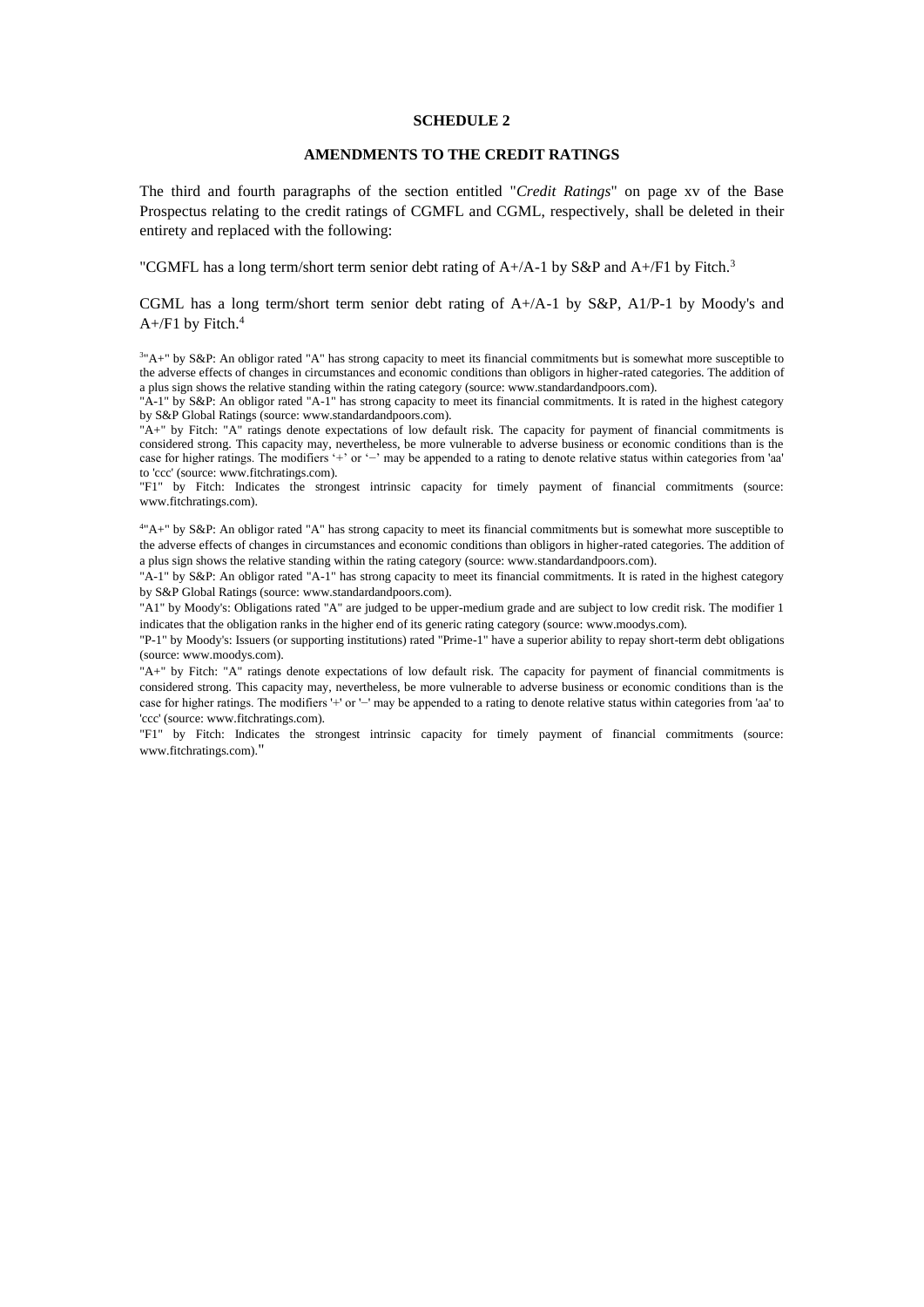**SCHEDULE 2**

**AMENDMENTS TO THE CREDIT RATINGS**

The third and fourth paragraphs of the section entitled "*Credit Ratings*" on page xv of the Base Prospectus relating to the credit ratings of CGMFL and CGML, respectively, shall be deleted in their entirety and replaced with the following:

"CGMFL has a long term/short term senior debt rating of A+/A-1 by S&P and A+/F1 by Fitch.[3]

CGML has a long term/short term senior debt rating of A+/A-1 by S&P, A1/P-1 by Moody's and A+/F1 by Fitch.[4]

[3]"A+" by S&P: An obligor rated "A" has strong capacity to meet its financial commitments but is somewhat more susceptible to the adverse effects of changes in circumstances and economic conditions than obligors in higher-rated categories. The addition of a plus sign shows the relative standing within the rating category (source: www.standardandpoors.com).

"A-1" by S&P: An obligor rated "A-1" has strong capacity to meet its financial commitments. It is rated in the highest category by S&P Global Ratings (source: www.standardandpoors.com).

"A+" by Fitch: "A" ratings denote expectations of low default risk. The capacity for payment of financial commitments is considered strong. This capacity may, nevertheless, be more vulnerable to adverse business or economic conditions than is the case for higher ratings. The modifiers '+' or '−' may be appended to a rating to denote relative status within categories from 'aa' to 'ccc' (source: www.fitchratings.com).

"F1" by Fitch: Indicates the strongest intrinsic capacity for timely payment of financial commitments (source: www.fitchratings.com).

[4]"A+" by S&P: An obligor rated "A" has strong capacity to meet its financial commitments but is somewhat more susceptible to the adverse effects of changes in circumstances and economic conditions than obligors in higher-rated categories. The addition of a plus sign shows the relative standing within the rating category (source: www.standardandpoors.com).

"A-1" by S&P: An obligor rated "A-1" has strong capacity to meet its financial commitments. It is rated in the highest category by S&P Global Ratings (source: www.standardandpoors.com).

"A1" by Moody's: Obligations rated "A" are judged to be upper-medium grade and are subject to low credit risk. The modifier 1 indicates that the obligation ranks in the higher end of its generic rating category (source: www.moodys.com).

"P-1" by Moody's: Issuers (or supporting institutions) rated "Prime-1" have a superior ability to repay short-term debt obligations (source: www.moodys.com).

"A+" by Fitch: "A" ratings denote expectations of low default risk. The capacity for payment of financial commitments is considered strong. This capacity may, nevertheless, be more vulnerable to adverse business or economic conditions than is the case for higher ratings. The modifiers '+' or '–' may be appended to a rating to denote relative status within categories from 'aa' to 'ccc' (source: www.fitchratings.com).

"F1" by Fitch: Indicates the strongest intrinsic capacity for timely payment of financial commitments (source: www.fitchratings.com)."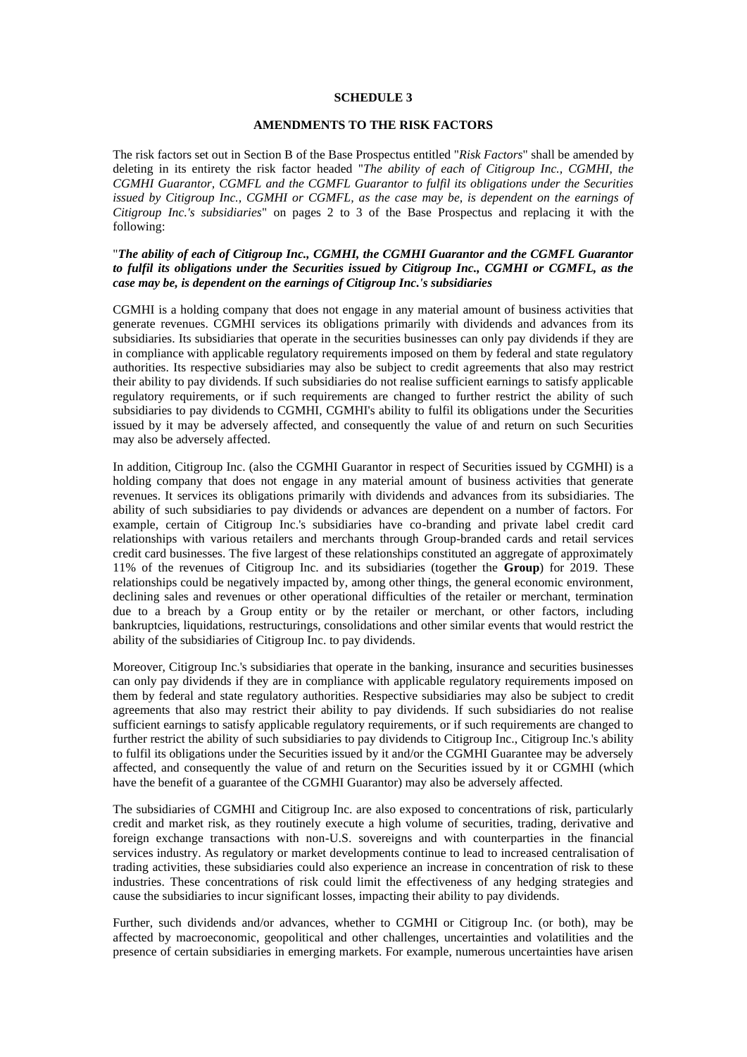**SCHEDULE 3**

**AMENDMENTS TO THE RISK FACTORS**

The risk factors set out in Section B of the Base Prospectus entitled "*Risk Factors*" shall be amended by deleting in its entirety the risk factor headed "*The ability of each of Citigroup Inc., CGMHI, the CGMHI Guarantor, CGMFL and the CGMFL Guarantor to fulfil its obligations under the Securities issued by Citigroup Inc., CGMHI or CGMFL, as the case may be, is dependent on the earnings of Citigroup Inc.'s subsidiaries*" on pages 2 to 3 of the Base Prospectus and replacing it with the following:

"***The ability of each of Citigroup Inc., CGMHI, the CGMHI Guarantor and the CGMFL Guarantor to fulfil its obligations under the Securities issued by Citigroup Inc., CGMHI or CGMFL, as the case may be, is dependent on the earnings of Citigroup Inc.'s subsidiaries***

CGMHI is a holding company that does not engage in any material amount of business activities that generate revenues. CGMHI services its obligations primarily with dividends and advances from its subsidiaries. Its subsidiaries that operate in the securities businesses can only pay dividends if they are in compliance with applicable regulatory requirements imposed on them by federal and state regulatory authorities. Its respective subsidiaries may also be subject to credit agreements that also may restrict their ability to pay dividends. If such subsidiaries do not realise sufficient earnings to satisfy applicable regulatory requirements, or if such requirements are changed to further restrict the ability of such subsidiaries to pay dividends to CGMHI, CGMHI's ability to fulfil its obligations under the Securities issued by it may be adversely affected, and consequently the value of and return on such Securities may also be adversely affected.

In addition, Citigroup Inc. (also the CGMHI Guarantor in respect of Securities issued by CGMHI) is a holding company that does not engage in any material amount of business activities that generate revenues. It services its obligations primarily with dividends and advances from its subsidiaries. The ability of such subsidiaries to pay dividends or advances are dependent on a number of factors. For example, certain of Citigroup Inc.'s subsidiaries have co-branding and private label credit card relationships with various retailers and merchants through Group-branded cards and retail services credit card businesses. The five largest of these relationships constituted an aggregate of approximately 11% of the revenues of Citigroup Inc. and its subsidiaries (together the **Group**) for 2019. These relationships could be negatively impacted by, among other things, the general economic environment, declining sales and revenues or other operational difficulties of the retailer or merchant, termination due to a breach by a Group entity or by the retailer or merchant, or other factors, including bankruptcies, liquidations, restructurings, consolidations and other similar events that would restrict the ability of the subsidiaries of Citigroup Inc. to pay dividends.

Moreover, Citigroup Inc.'s subsidiaries that operate in the banking, insurance and securities businesses can only pay dividends if they are in compliance with applicable regulatory requirements imposed on them by federal and state regulatory authorities. Respective subsidiaries may also be subject to credit agreements that also may restrict their ability to pay dividends. If such subsidiaries do not realise sufficient earnings to satisfy applicable regulatory requirements, or if such requirements are changed to further restrict the ability of such subsidiaries to pay dividends to Citigroup Inc., Citigroup Inc.'s ability to fulfil its obligations under the Securities issued by it and/or the CGMHI Guarantee may be adversely affected, and consequently the value of and return on the Securities issued by it or CGMHI (which have the benefit of a guarantee of the CGMHI Guarantor) may also be adversely affected.

The subsidiaries of CGMHI and Citigroup Inc. are also exposed to concentrations of risk, particularly credit and market risk, as they routinely execute a high volume of securities, trading, derivative and foreign exchange transactions with non-U.S. sovereigns and with counterparties in the financial services industry. As regulatory or market developments continue to lead to increased centralisation of trading activities, these subsidiaries could also experience an increase in concentration of risk to these industries. These concentrations of risk could limit the effectiveness of any hedging strategies and cause the subsidiaries to incur significant losses, impacting their ability to pay dividends.

Further, such dividends and/or advances, whether to CGMHI or Citigroup Inc. (or both), may be affected by macroeconomic, geopolitical and other challenges, uncertainties and volatilities and the presence of certain subsidiaries in emerging markets. For example, numerous uncertainties have arisen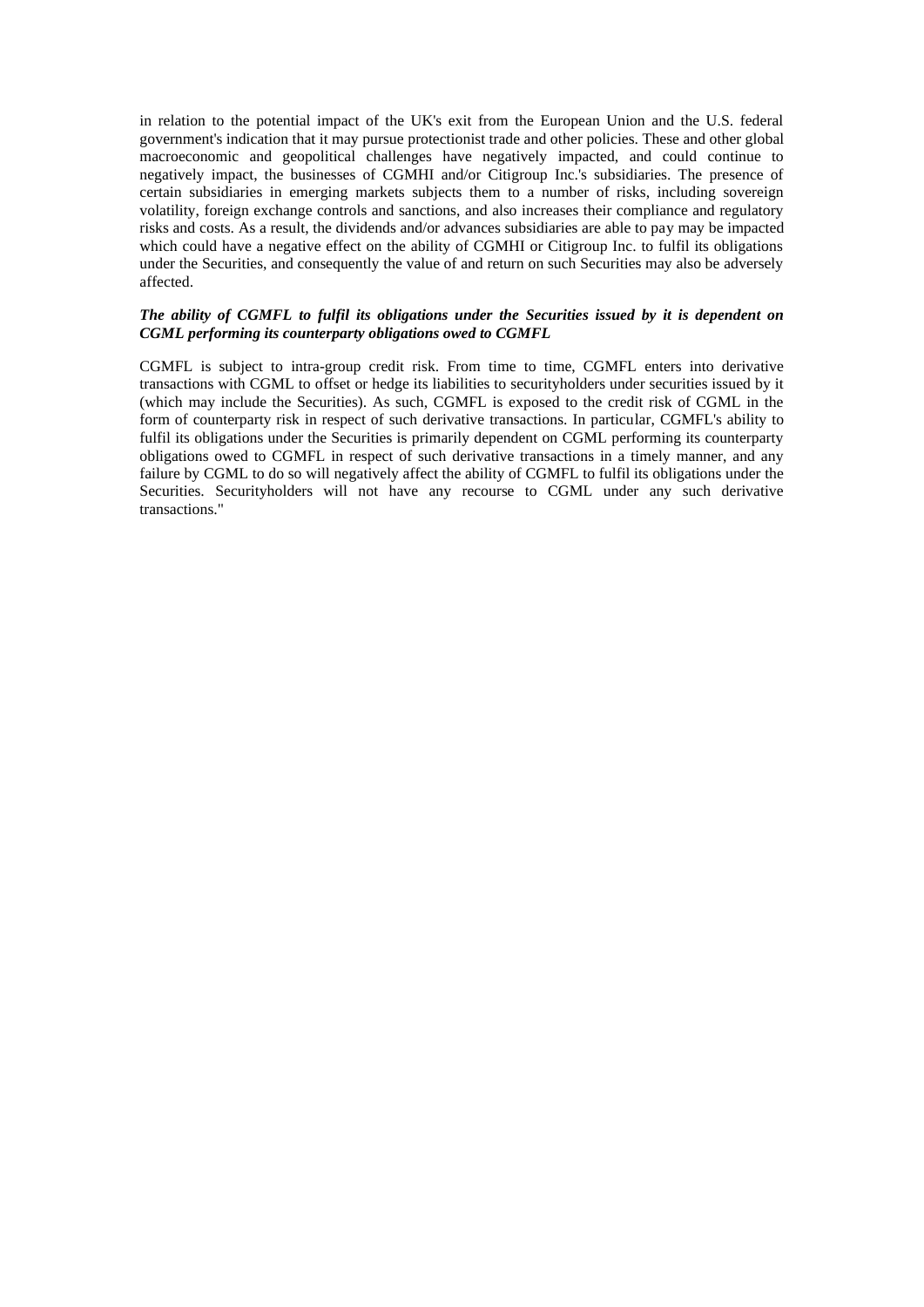in relation to the potential impact of the UK's exit from the European Union and the U.S. federal government's indication that it may pursue protectionist trade and other policies. These and other global macroeconomic and geopolitical challenges have negatively impacted, and could continue to negatively impact, the businesses of CGMHI and/or Citigroup Inc.'s subsidiaries. The presence of certain subsidiaries in emerging markets subjects them to a number of risks, including sovereign volatility, foreign exchange controls and sanctions, and also increases their compliance and regulatory risks and costs. As a result, the dividends and/or advances subsidiaries are able to pay may be impacted which could have a negative effect on the ability of CGMHI or Citigroup Inc. to fulfil its obligations under the Securities, and consequently the value of and return on such Securities may also be adversely affected.

***The ability of CGMFL to fulfil its obligations under the Securities issued by it is dependent on CGML performing its counterparty obligations owed to CGMFL***

CGMFL is subject to intra-group credit risk. From time to time, CGMFL enters into derivative transactions with CGML to offset or hedge its liabilities to securityholders under securities issued by it (which may include the Securities). As such, CGMFL is exposed to the credit risk of CGML in the form of counterparty risk in respect of such derivative transactions. In particular, CGMFL's ability to fulfil its obligations under the Securities is primarily dependent on CGML performing its counterparty obligations owed to CGMFL in respect of such derivative transactions in a timely manner, and any failure by CGML to do so will negatively affect the ability of CGMFL to fulfil its obligations under the Securities. Securityholders will not have any recourse to CGML under any such derivative transactions."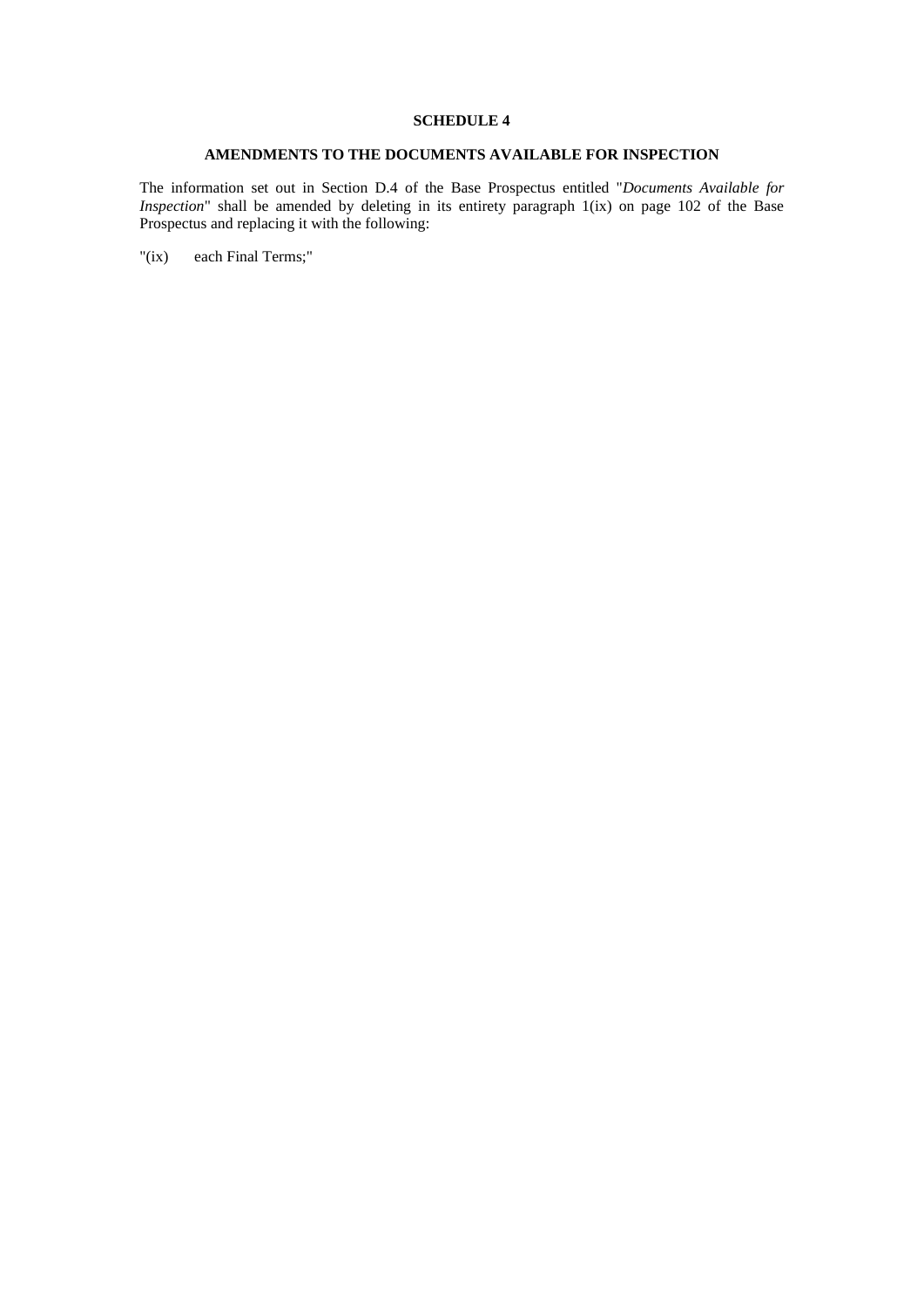# SCHEDULE 4

## AMENDMENTS TO THE DOCUMENTS AVAILABLE FOR INSPECTION

The information set out in Section D.4 of the Base Prospectus entitled "*Documents Available for Inspection*" shall be amended by deleting in its entirety paragraph 1(ix) on page 102 of the Base Prospectus and replacing it with the following:

"(ix) each Final Terms;"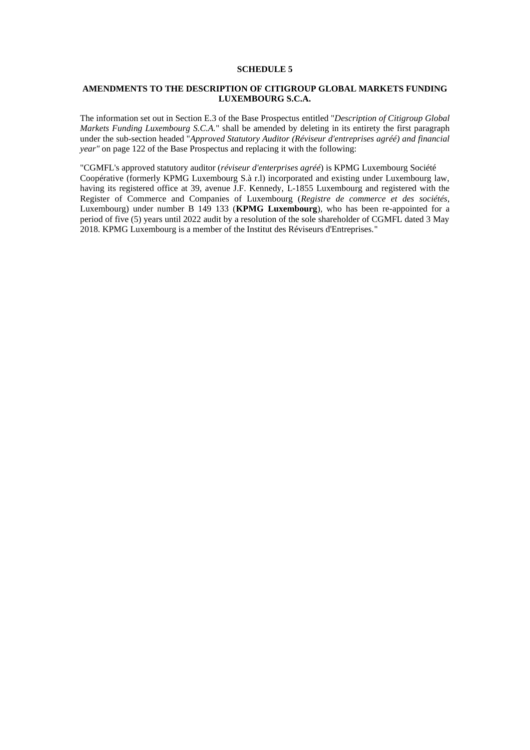# SCHEDULE 5

## AMENDMENTS TO THE DESCRIPTION OF CITIGROUP GLOBAL MARKETS FUNDING LUXEMBOURG S.C.A.

The information set out in Section E.3 of the Base Prospectus entitled "*Description of Citigroup Global Markets Funding Luxembourg S.C.A.*" shall be amended by deleting in its entirety the first paragraph under the sub-section headed "*Approved Statutory Auditor (Réviseur d'entreprises agréé) and financial year"* on page 122 of the Base Prospectus and replacing it with the following:

"CGMFL's approved statutory auditor (*réviseur d'enterprises agréé*) is KPMG Luxembourg Société Coopérative (formerly KPMG Luxembourg S.à r.l) incorporated and existing under Luxembourg law, having its registered office at 39, avenue J.F. Kennedy, L-1855 Luxembourg and registered with the Register of Commerce and Companies of Luxembourg (*Registre de commerce et des sociétés*, Luxembourg) under number B 149 133 (**KPMG Luxembourg**), who has been re-appointed for a period of five (5) years until 2022 audit by a resolution of the sole shareholder of CGMFL dated 3 May 2018. KPMG Luxembourg is a member of the Institut des Réviseurs d'Entreprises."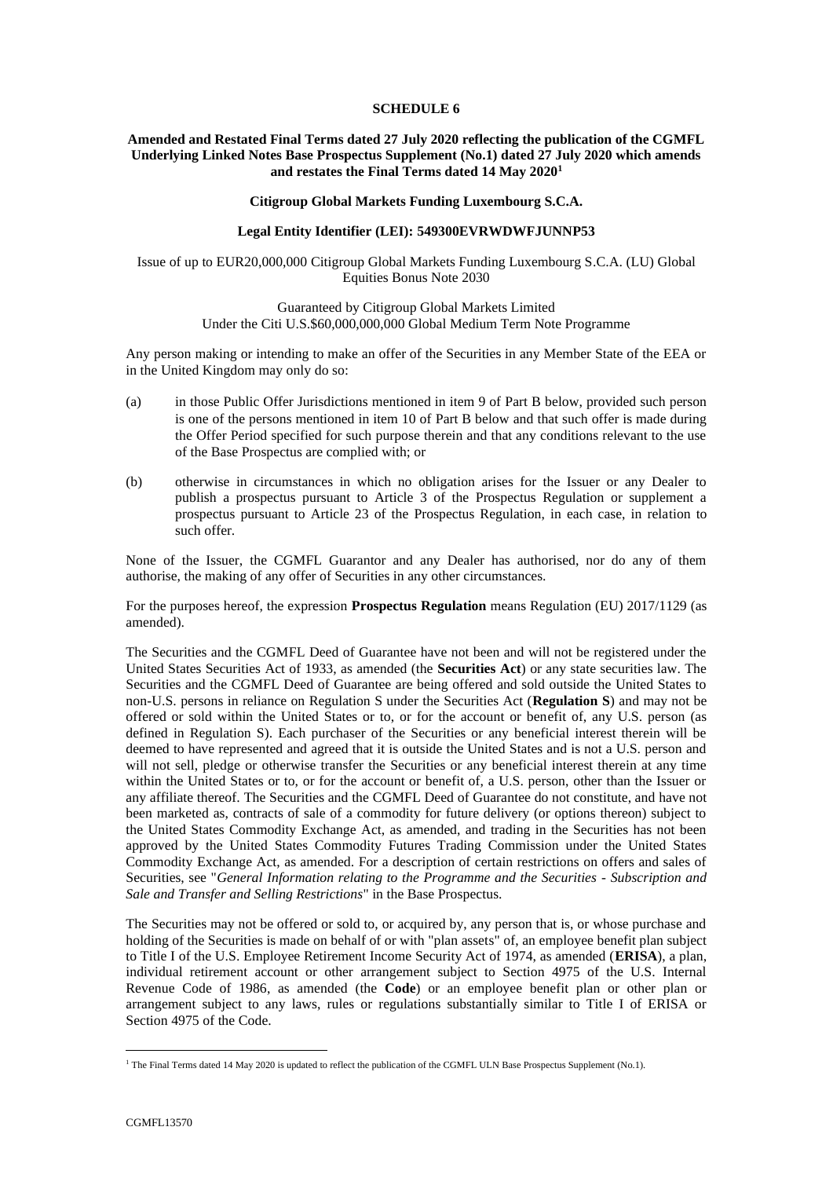**SCHEDULE 6**

**Amended and Restated Final Terms dated 27 July 2020 reflecting the publication of the CGMFL Underlying Linked Notes Base Prospectus Supplement (No.1) dated 27 July 2020 which amends and restates the Final Terms dated 14 May 2020**[1]

**Citigroup Global Markets Funding Luxembourg S.C.A.**

**Legal Entity Identifier (LEI): 549300EVRWDWFJUNNP53**

Issue of up to EUR20,000,000 Citigroup Global Markets Funding Luxembourg S.C.A. (LU) Global Equities Bonus Note 2030

Guaranteed by Citigroup Global Markets Limited
Under the Citi U.S.$60,000,000,000 Global Medium Term Note Programme

Any person making or intending to make an offer of the Securities in any Member State of the EEA or in the United Kingdom may only do so:

(a) in those Public Offer Jurisdictions mentioned in item 9 of Part B below, provided such person is one of the persons mentioned in item 10 of Part B below and that such offer is made during the Offer Period specified for such purpose therein and that any conditions relevant to the use of the Base Prospectus are complied with; or

(b) otherwise in circumstances in which no obligation arises for the Issuer or any Dealer to publish a prospectus pursuant to Article 3 of the Prospectus Regulation or supplement a prospectus pursuant to Article 23 of the Prospectus Regulation, in each case, in relation to such offer.

None of the Issuer, the CGMFL Guarantor and any Dealer has authorised, nor do any of them authorise, the making of any offer of Securities in any other circumstances.

For the purposes hereof, the expression **Prospectus Regulation** means Regulation (EU) 2017/1129 (as amended).

The Securities and the CGMFL Deed of Guarantee have not been and will not be registered under the United States Securities Act of 1933, as amended (the **Securities Act**) or any state securities law. The Securities and the CGMFL Deed of Guarantee are being offered and sold outside the United States to non-U.S. persons in reliance on Regulation S under the Securities Act (**Regulation S**) and may not be offered or sold within the United States or to, or for the account or benefit of, any U.S. person (as defined in Regulation S). Each purchaser of the Securities or any beneficial interest therein will be deemed to have represented and agreed that it is outside the United States and is not a U.S. person and will not sell, pledge or otherwise transfer the Securities or any beneficial interest therein at any time within the United States or to, or for the account or benefit of, a U.S. person, other than the Issuer or any affiliate thereof. The Securities and the CGMFL Deed of Guarantee do not constitute, and have not been marketed as, contracts of sale of a commodity for future delivery (or options thereon) subject to the United States Commodity Exchange Act, as amended, and trading in the Securities has not been approved by the United States Commodity Futures Trading Commission under the United States Commodity Exchange Act, as amended. For a description of certain restrictions on offers and sales of Securities, see "*General Information relating to the Programme and the Securities - Subscription and Sale and Transfer and Selling Restrictions*" in the Base Prospectus.

The Securities may not be offered or sold to, or acquired by, any person that is, or whose purchase and holding of the Securities is made on behalf of or with "plan assets" of, an employee benefit plan subject to Title I of the U.S. Employee Retirement Income Security Act of 1974, as amended (**ERISA**), a plan, individual retirement account or other arrangement subject to Section 4975 of the U.S. Internal Revenue Code of 1986, as amended (the **Code**) or an employee benefit plan or other plan or arrangement subject to any laws, rules or regulations substantially similar to Title I of ERISA or Section 4975 of the Code.

[1] The Final Terms dated 14 May 2020 is updated to reflect the publication of the CGMFL ULN Base Prospectus Supplement (No.1).

CGMFL13570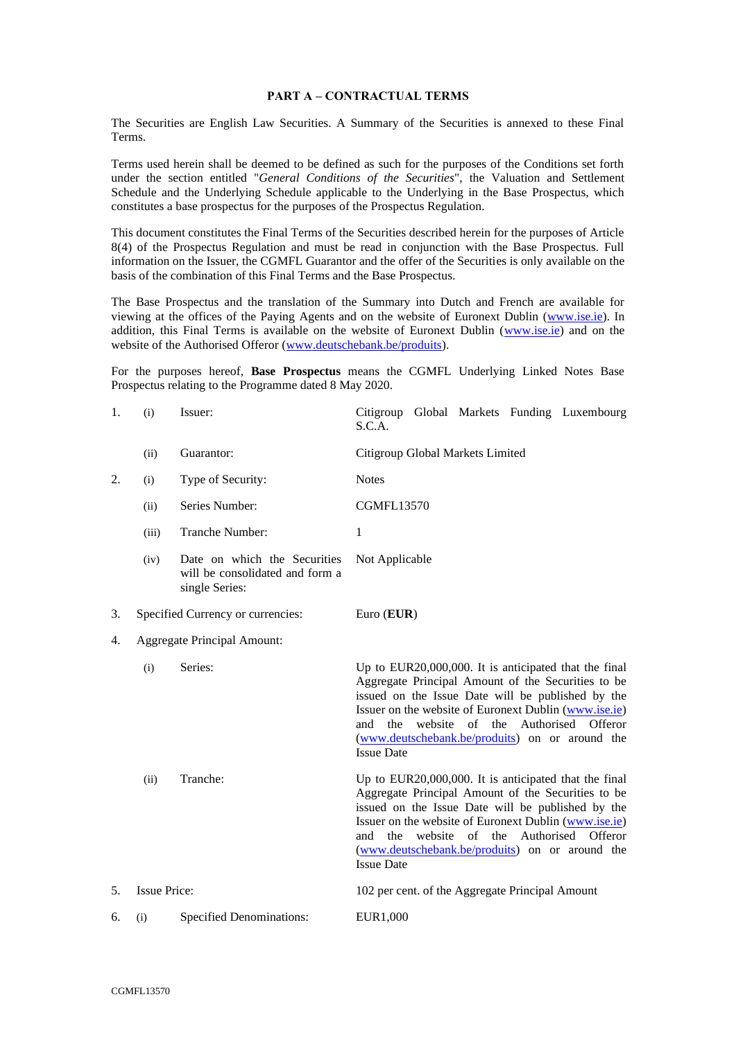## PART A – CONTRACTUAL TERMS

The Securities are English Law Securities. A Summary of the Securities is annexed to these Final Terms.

Terms used herein shall be deemed to be defined as such for the purposes of the Conditions set forth under the section entitled "*General Conditions of the Securities*", the Valuation and Settlement Schedule and the Underlying Schedule applicable to the Underlying in the Base Prospectus, which constitutes a base prospectus for the purposes of the Prospectus Regulation.

This document constitutes the Final Terms of the Securities described herein for the purposes of Article 8(4) of the Prospectus Regulation and must be read in conjunction with the Base Prospectus. Full information on the Issuer, the CGMFL Guarantor and the offer of the Securities is only available on the basis of the combination of this Final Terms and the Base Prospectus.

The Base Prospectus and the translation of the Summary into Dutch and French are available for viewing at the offices of the Paying Agents and on the website of Euronext Dublin (www.ise.ie). In addition, this Final Terms is available on the website of Euronext Dublin (www.ise.ie) and on the website of the Authorised Offeror (www.deutschebank.be/produits).

For the purposes hereof, **Base Prospectus** means the CGMFL Underlying Linked Notes Base Prospectus relating to the Programme dated 8 May 2020.

| | | | |
|---|---|---|---|
| 1. | (i) | Issuer: | Citigroup Global Markets Funding Luxembourg S.C.A. |
| | (ii) | Guarantor: | Citigroup Global Markets Limited |
| 2. | (i) | Type of Security: | Notes |
| | (ii) | Series Number: | CGMFL13570 |
| | (iii) | Tranche Number: | 1 |
| | (iv) | Date on which the Securities will be consolidated and form a single Series: | Not Applicable |
| 3. | | Specified Currency or currencies: | Euro (**EUR**) |
| 4. | | Aggregate Principal Amount: | |
| | (i) | Series: | Up to EUR20,000,000. It is anticipated that the final Aggregate Principal Amount of the Securities to be issued on the Issue Date will be published by the Issuer on the website of Euronext Dublin (www.ise.ie) and the website of the Authorised Offeror (www.deutschebank.be/produits) on or around the Issue Date |
| | (ii) | Tranche: | Up to EUR20,000,000. It is anticipated that the final Aggregate Principal Amount of the Securities to be issued on the Issue Date will be published by the Issuer on the website of Euronext Dublin (www.ise.ie) and the website of the Authorised Offeror (www.deutschebank.be/produits) on or around the Issue Date |
| 5. | | Issue Price: | 102 per cent. of the Aggregate Principal Amount |
| 6. | (i) | Specified Denominations: | EUR1,000 |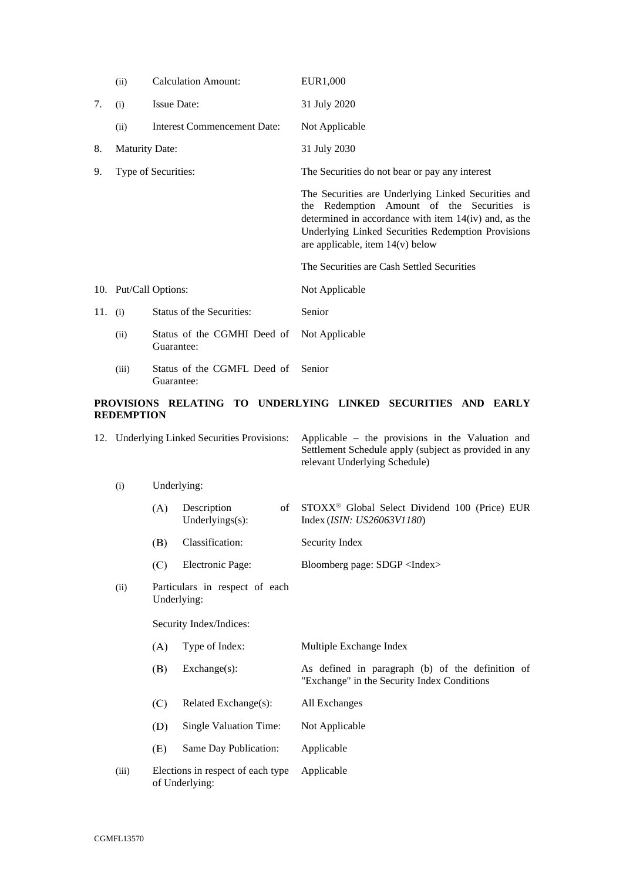| | | | |
|---|---|---|---|
| | (ii) | Calculation Amount: | EUR1,000 |
| 7. | (i) | Issue Date: | 31 July 2020 |
| | (ii) | Interest Commencement Date: | Not Applicable |
| 8. | | Maturity Date: | 31 July 2030 |
| 9. | | Type of Securities: | The Securities do not bear or pay any interest<br><br>The Securities are Underlying Linked Securities and the Redemption Amount of the Securities is determined in accordance with item 14(iv) and, as the Underlying Linked Securities Redemption Provisions are applicable, item 14(v) below<br><br>The Securities are Cash Settled Securities |
| 10. | | Put/Call Options: | Not Applicable |
| 11. | (i) | Status of the Securities: | Senior |
| | (ii) | Status of the CGMHI Deed of Guarantee: | Not Applicable |
| | (iii) | Status of the CGMFL Deed of Guarantee: | Senior |

**PROVISIONS RELATING TO UNDERLYING LINKED SECURITIES AND EARLY REDEMPTION**

| | | | | |
|---|---|---|---|---|
| 12. | Underlying Linked Securities Provisions: | | | Applicable – the provisions in the Valuation and Settlement Schedule apply (subject as provided in any relevant Underlying Schedule) |
| | (i) | Underlying: | | |
| | | (A) | Description of Underlyings(s): | STOXX® Global Select Dividend 100 (Price) EUR Index (*ISIN: US26063V1180*) |
| | | (B) | Classification: | Security Index |
| | | (C) | Electronic Page: | Bloomberg page: SDGP <Index> |
| | (ii) | Particulars in respect of each Underlying: | | |
| | | Security Index/Indices: | | |
| | | (A) | Type of Index: | Multiple Exchange Index |
| | | (B) | Exchange(s): | As defined in paragraph (b) of the definition of "Exchange" in the Security Index Conditions |
| | | (C) | Related Exchange(s): | All Exchanges |
| | | (D) | Single Valuation Time: | Not Applicable |
| | | (E) | Same Day Publication: | Applicable |
| | (iii) | Elections in respect of each type of Underlying: | | Applicable |

CGMFL13570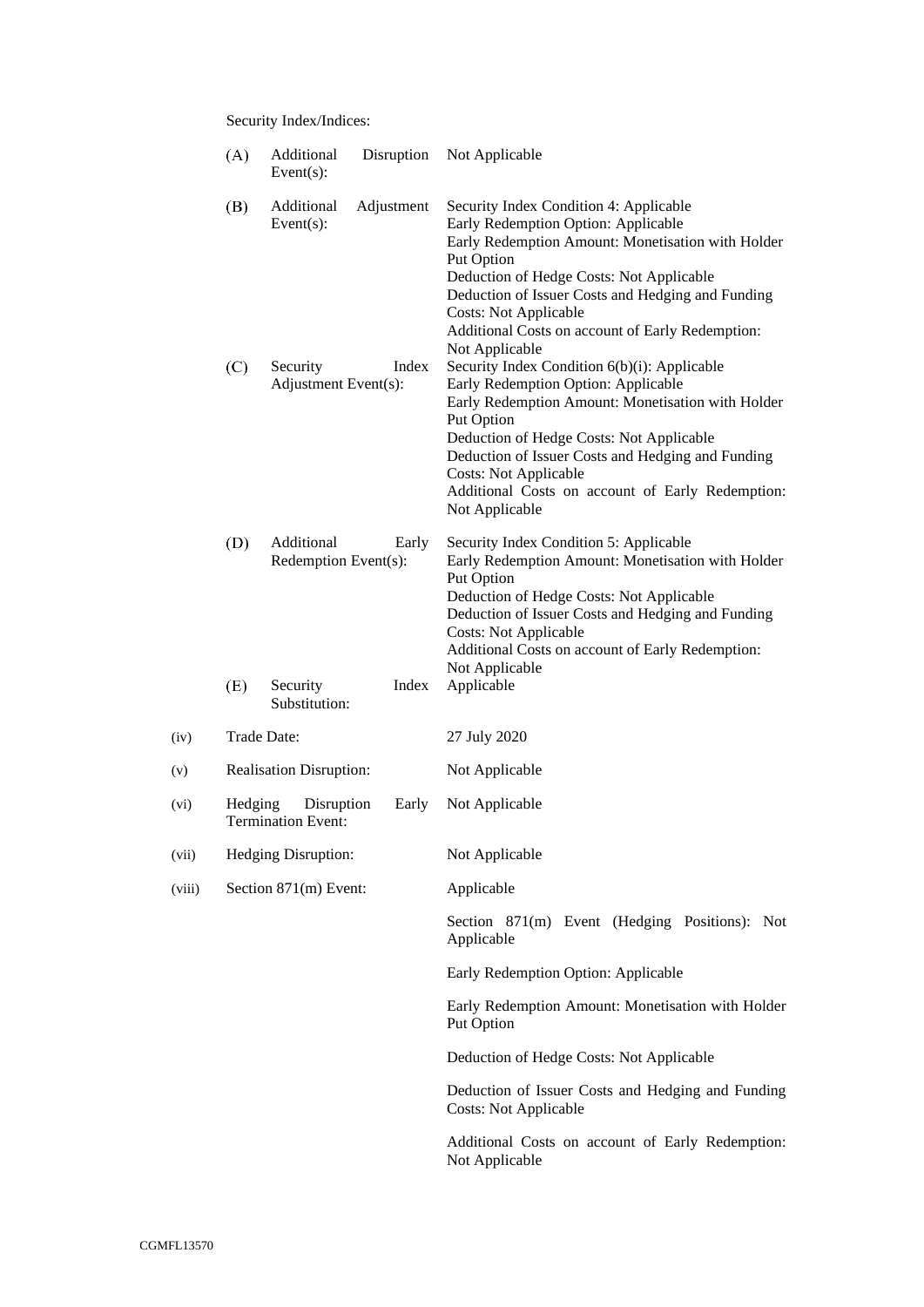Security Index/Indices:

| | | |
|---|---|---|
| (A) | Additional Disruption Event(s): | Not Applicable |
| (B) | Additional Adjustment Event(s): | Security Index Condition 4: Applicable<br>Early Redemption Option: Applicable<br>Early Redemption Amount: Monetisation with Holder Put Option<br>Deduction of Hedge Costs: Not Applicable<br>Deduction of Issuer Costs and Hedging and Funding Costs: Not Applicable<br>Additional Costs on account of Early Redemption: Not Applicable |
| (C) | Security Index Adjustment Event(s): | Security Index Condition 6(b)(i): Applicable<br>Early Redemption Option: Applicable<br>Early Redemption Amount: Monetisation with Holder Put Option<br>Deduction of Hedge Costs: Not Applicable<br>Deduction of Issuer Costs and Hedging and Funding Costs: Not Applicable<br>Additional Costs on account of Early Redemption: Not Applicable |
| (D) | Additional Early Redemption Event(s): | Security Index Condition 5: Applicable<br>Early Redemption Amount: Monetisation with Holder Put Option<br>Deduction of Hedge Costs: Not Applicable<br>Deduction of Issuer Costs and Hedging and Funding Costs: Not Applicable<br>Additional Costs on account of Early Redemption: Not Applicable |
| (E) | Security Index Substitution: | Applicable |

| | | |
|---|---|---|
| (iv) | Trade Date: | 27 July 2020 |
| (v) | Realisation Disruption: | Not Applicable |
| (vi) | Hedging Disruption Early Termination Event: | Not Applicable |
| (vii) | Hedging Disruption: | Not Applicable |
| (viii) | Section 871(m) Event: | Applicable<br><br>Section 871(m) Event (Hedging Positions): Not Applicable<br><br>Early Redemption Option: Applicable<br><br>Early Redemption Amount: Monetisation with Holder Put Option<br><br>Deduction of Hedge Costs: Not Applicable<br><br>Deduction of Issuer Costs and Hedging and Funding Costs: Not Applicable<br><br>Additional Costs on account of Early Redemption: Not Applicable |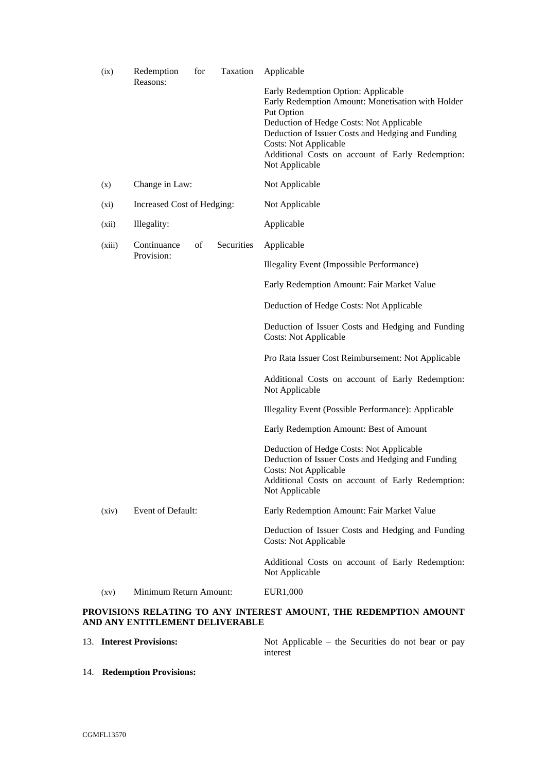| | | |
|---|---|---|
| (ix) | Redemption for Taxation Reasons: | Applicable<br><br>Early Redemption Option: Applicable<br>Early Redemption Amount: Monetisation with Holder Put Option<br>Deduction of Hedge Costs: Not Applicable<br>Deduction of Issuer Costs and Hedging and Funding Costs: Not Applicable<br>Additional Costs on account of Early Redemption: Not Applicable |
| (x) | Change in Law: | Not Applicable |
| (xi) | Increased Cost of Hedging: | Not Applicable |
| (xii) | Illegality: | Applicable |
| (xiii) | Continuance of Securities Provision: | Applicable<br><br>Illegality Event (Impossible Performance)<br><br>Early Redemption Amount: Fair Market Value<br><br>Deduction of Hedge Costs: Not Applicable<br><br>Deduction of Issuer Costs and Hedging and Funding Costs: Not Applicable<br><br>Pro Rata Issuer Cost Reimbursement: Not Applicable<br><br>Additional Costs on account of Early Redemption: Not Applicable<br><br>Illegality Event (Possible Performance): Applicable<br><br>Early Redemption Amount: Best of Amount<br><br>Deduction of Hedge Costs: Not Applicable<br>Deduction of Issuer Costs and Hedging and Funding Costs: Not Applicable<br>Additional Costs on account of Early Redemption: Not Applicable |
| (xiv) | Event of Default: | Early Redemption Amount: Fair Market Value<br><br>Deduction of Issuer Costs and Hedging and Funding Costs: Not Applicable<br><br>Additional Costs on account of Early Redemption: Not Applicable |
| (xv) | Minimum Return Amount: | EUR1,000 |

**PROVISIONS RELATING TO ANY INTEREST AMOUNT, THE REDEMPTION AMOUNT AND ANY ENTITLEMENT DELIVERABLE**

| | |
|---|---|
| 13. **Interest Provisions:** | Not Applicable – the Securities do not bear or pay interest |

14. **Redemption Provisions:**

CGMFL13570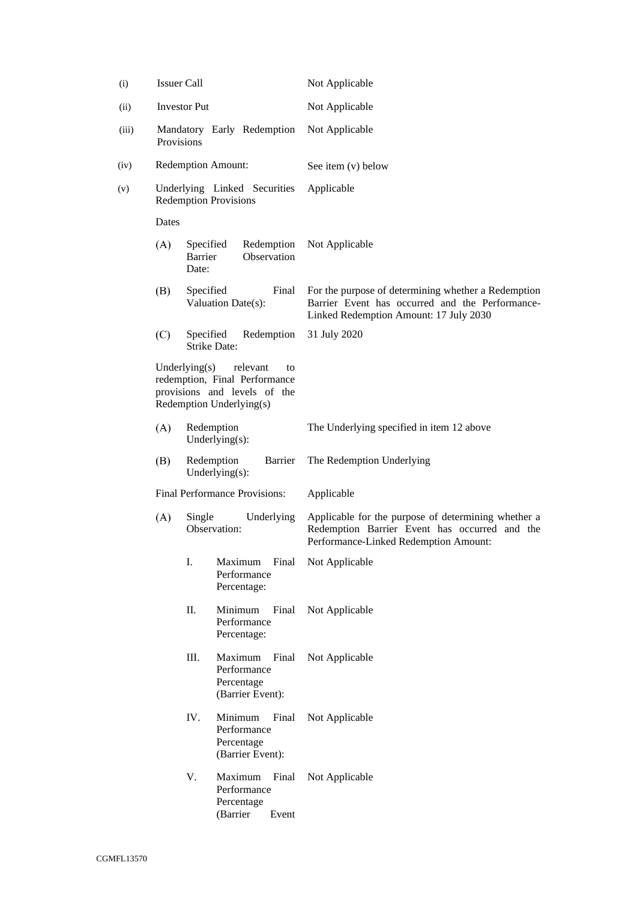| | | |
|---|---|---|
| (i) | Issuer Call | Not Applicable |
| (ii) | Investor Put | Not Applicable |
| (iii) | Mandatory Early Redemption Provisions | Not Applicable |
| (iv) | Redemption Amount: | See item (v) below |
| (v) | Underlying Linked Securities Redemption Provisions | Applicable |
| | Dates | |
| | (A) Specified Redemption Barrier Observation Date: | Not Applicable |
| | (B) Specified Final Valuation Date(s): | For the purpose of determining whether a Redemption Barrier Event has occurred and the Performance-Linked Redemption Amount: 17 July 2030 |
| | (C) Specified Redemption Strike Date: | 31 July 2020 |
| | Underlying(s) relevant to redemption, Final Performance provisions and levels of the Redemption Underlying(s) | |
| | (A) Redemption Underlying(s): | The Underlying specified in item 12 above |
| | (B) Redemption Barrier Underlying(s): | The Redemption Underlying |
| | Final Performance Provisions: | Applicable |
| | (A) Single Underlying Observation: | Applicable for the purpose of determining whether a Redemption Barrier Event has occurred and the Performance-Linked Redemption Amount: |
| | I. Maximum Final Performance Percentage: | Not Applicable |
| | II. Minimum Final Performance Percentage: | Not Applicable |
| | III. Maximum Final Performance Percentage (Barrier Event): | Not Applicable |
| | IV. Minimum Final Performance Percentage (Barrier Event): | Not Applicable |
| | V. Maximum Final Performance Percentage (Barrier Event | Not Applicable |

CGMFL13570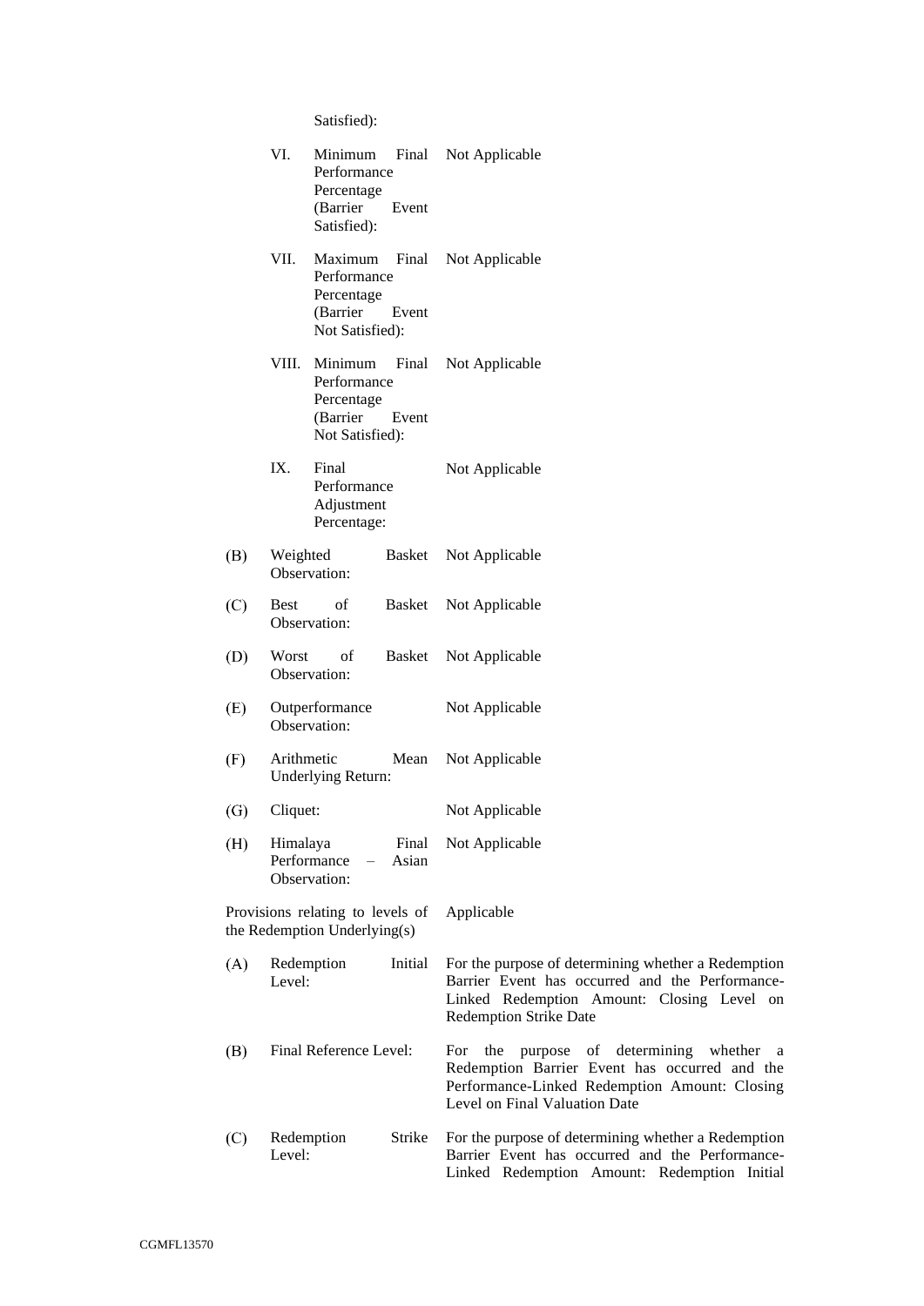Satisfied):

| | | |
|---|---|---|
| VI. | Minimum Final Performance Percentage (Barrier Event Satisfied): | Not Applicable |
| VII. | Maximum Final Performance Percentage (Barrier Event Not Satisfied): | Not Applicable |
| VIII. | Minimum Final Performance Percentage (Barrier Event Not Satisfied): | Not Applicable |
| IX. | Final Performance Adjustment Percentage: | Not Applicable |

| | | |
|---|---|---|
| (B) | Weighted Basket Observation: | Not Applicable |
| (C) | Best of Basket Observation: | Not Applicable |
| (D) | Worst of Basket Observation: | Not Applicable |
| (E) | Outperformance Observation: | Not Applicable |
| (F) | Arithmetic Mean Underlying Return: | Not Applicable |
| (G) | Cliquet: | Not Applicable |
| (H) | Himalaya Final Performance – Asian Observation: | Not Applicable |

Provisions relating to levels of the Redemption Underlying(s): Applicable

| | | |
|---|---|---|
| (A) | Redemption Initial Level: | For the purpose of determining whether a Redemption Barrier Event has occurred and the Performance-Linked Redemption Amount: Closing Level on Redemption Strike Date |
| (B) | Final Reference Level: | For the purpose of determining whether a Redemption Barrier Event has occurred and the Performance-Linked Redemption Amount: Closing Level on Final Valuation Date |
| (C) | Redemption Strike Level: | For the purpose of determining whether a Redemption Barrier Event has occurred and the Performance-Linked Redemption Amount: Redemption Initial |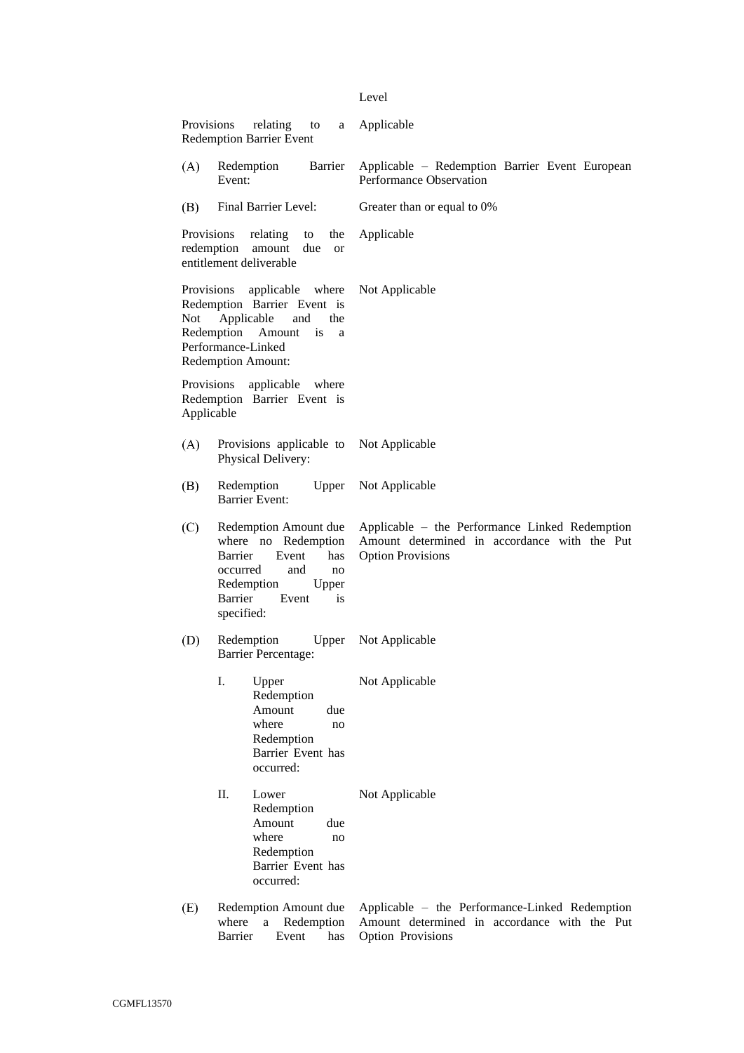| | |
|---|---|
| | Level |
| Provisions relating to a Redemption Barrier Event | Applicable |
| (A) Redemption Barrier Event: | Applicable – Redemption Barrier Event European Performance Observation |
| (B) Final Barrier Level: | Greater than or equal to 0% |
| Provisions relating to the redemption amount due or entitlement deliverable | Applicable |
| Provisions applicable where Redemption Barrier Event is Not Applicable and the Redemption Amount is a Performance-Linked Redemption Amount: | Not Applicable |
| Provisions applicable where Redemption Barrier Event is Applicable | |
| (A) Provisions applicable to Physical Delivery: | Not Applicable |
| (B) Redemption Upper Barrier Event: | Not Applicable |
| (C) Redemption Amount due where no Redemption Barrier Event has occurred and no Redemption Upper Barrier Event is specified: | Applicable – the Performance Linked Redemption Amount determined in accordance with the Put Option Provisions |
| (D) Redemption Upper Barrier Percentage: | Not Applicable |
| I. Upper Redemption Amount due where no Redemption Barrier Event has occurred: | Not Applicable |
| II. Lower Redemption Amount due where no Redemption Barrier Event has occurred: | Not Applicable |
| (E) Redemption Amount due where a Redemption Barrier Event has | Applicable – the Performance-Linked Redemption Amount determined in accordance with the Put Option Provisions |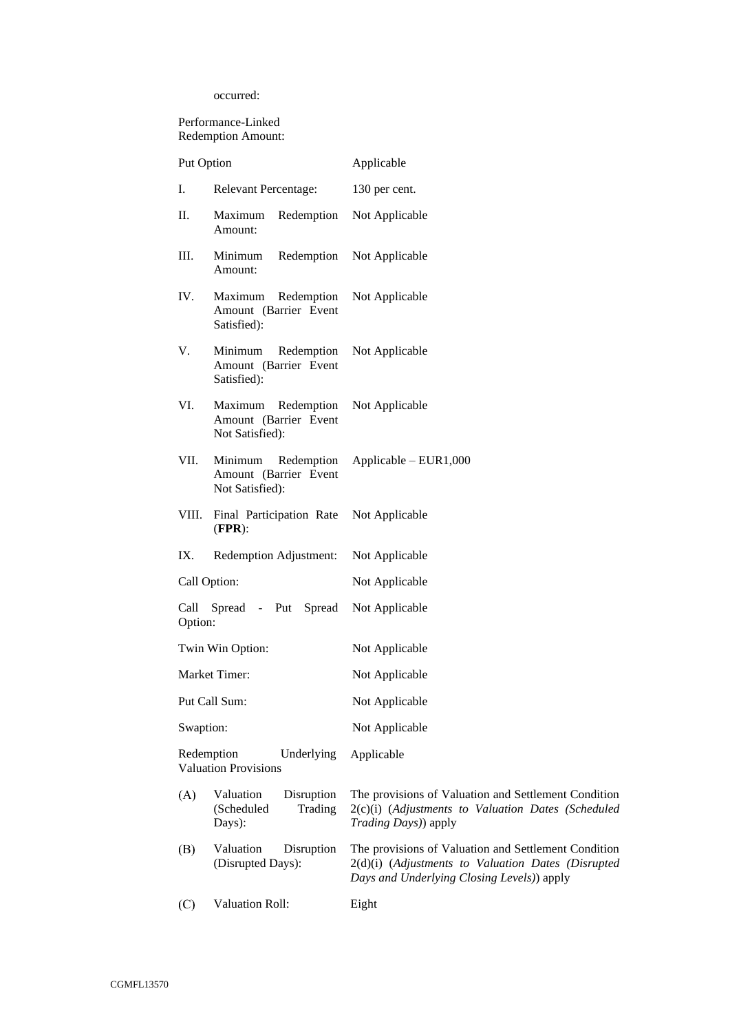occurred:

Performance-Linked Redemption Amount:

| | |
|---|---|
| Put Option | Applicable |
| I. Relevant Percentage: | 130 per cent. |
| II. Maximum Redemption Amount: | Not Applicable |
| III. Minimum Redemption Amount: | Not Applicable |
| IV. Maximum Redemption Amount (Barrier Event Satisfied): | Not Applicable |
| V. Minimum Redemption Amount (Barrier Event Satisfied): | Not Applicable |
| VI. Maximum Redemption Amount (Barrier Event Not Satisfied): | Not Applicable |
| VII. Minimum Redemption Amount (Barrier Event Not Satisfied): | Applicable – EUR1,000 |
| VIII. Final Participation Rate (**FPR**): | Not Applicable |
| IX. Redemption Adjustment: | Not Applicable |
| Call Option: | Not Applicable |
| Call Spread - Put Spread Option: | Not Applicable |
| Twin Win Option: | Not Applicable |
| Market Timer: | Not Applicable |
| Put Call Sum: | Not Applicable |
| Swaption: | Not Applicable |
| Redemption Underlying Valuation Provisions | Applicable |
| (A) Valuation Disruption (Scheduled Trading Days): | The provisions of Valuation and Settlement Condition 2(c)(i) (*Adjustments to Valuation Dates (Scheduled Trading Days)*) apply |
| (B) Valuation Disruption (Disrupted Days): | The provisions of Valuation and Settlement Condition 2(d)(i) (*Adjustments to Valuation Dates (Disrupted Days and Underlying Closing Levels)*) apply |
| (C) Valuation Roll: | Eight |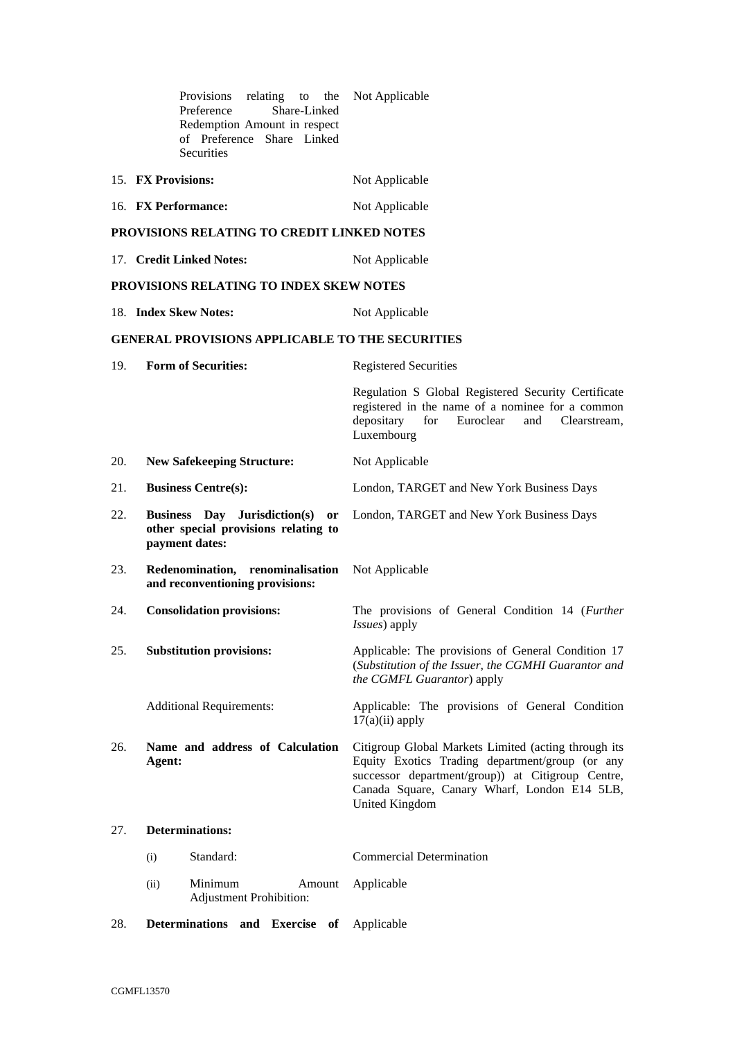| | |
|---|---|
| Provisions relating to the Preference Share-Linked Redemption Amount in respect of Preference Share Linked Securities | Not Applicable |
| 15. **FX Provisions:** | Not Applicable |
| 16. **FX Performance:** | Not Applicable |

**PROVISIONS RELATING TO CREDIT LINKED NOTES**

| | |
|---|---|
| 17. **Credit Linked Notes:** | Not Applicable |

**PROVISIONS RELATING TO INDEX SKEW NOTES**

| | |
|---|---|
| 18. **Index Skew Notes:** | Not Applicable |

**GENERAL PROVISIONS APPLICABLE TO THE SECURITIES**

| | | |
|---|---|---|
| 19. | **Form of Securities:** | Registered Securities<br><br>Regulation S Global Registered Security Certificate registered in the name of a nominee for a common depositary for Euroclear and Clearstream, Luxembourg |
| 20. | **New Safekeeping Structure:** | Not Applicable |
| 21. | **Business Centre(s):** | London, TARGET and New York Business Days |
| 22. | **Business Day Jurisdiction(s) or other special provisions relating to payment dates:** | London, TARGET and New York Business Days |
| 23. | **Redenomination, renominalisation and reconventioning provisions:** | Not Applicable |
| 24. | **Consolidation provisions:** | The provisions of General Condition 14 (*Further Issues*) apply |
| 25. | **Substitution provisions:** | Applicable: The provisions of General Condition 17 (*Substitution of the Issuer, the CGMHI Guarantor and the CGMFL Guarantor*) apply |
| | Additional Requirements: | Applicable: The provisions of General Condition 17(a)(ii) apply |
| 26. | **Name and address of Calculation Agent:** | Citigroup Global Markets Limited (acting through its Equity Exotics Trading department/group (or any successor department/group)) at Citigroup Centre, Canada Square, Canary Wharf, London E14 5LB, United Kingdom |
| 27. | **Determinations:** | |
| | (i) Standard: | Commercial Determination |
| | (ii) Minimum Amount Adjustment Prohibition: | Applicable |
| 28. | **Determinations and Exercise of** | Applicable |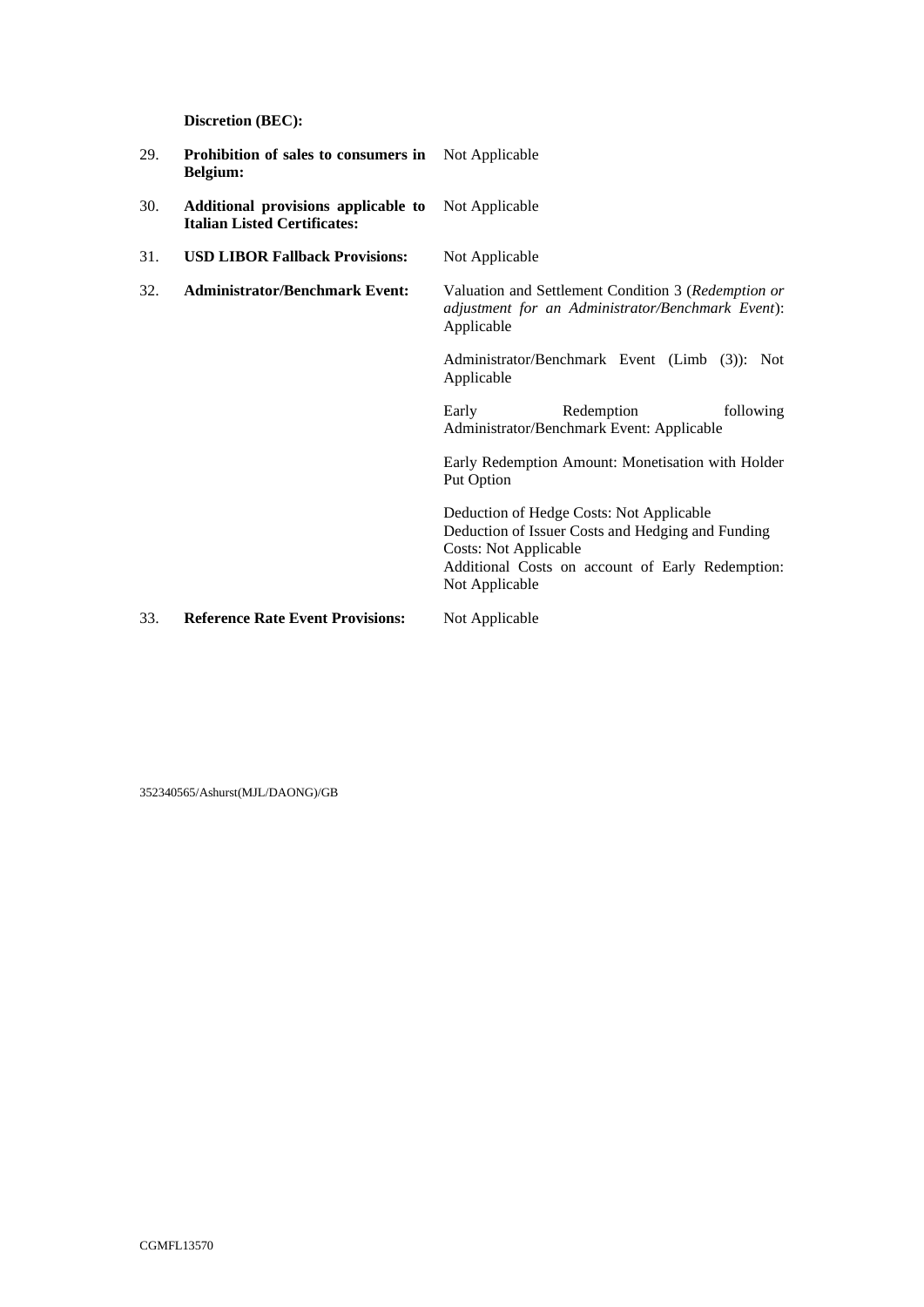**Discretion (BEC):**

| | | |
|---|---|---|
| 29. | **Prohibition of sales to consumers in Belgium:** | Not Applicable |
| 30. | **Additional provisions applicable to Italian Listed Certificates:** | Not Applicable |
| 31. | **USD LIBOR Fallback Provisions:** | Not Applicable |
| 32. | **Administrator/Benchmark Event:** | Valuation and Settlement Condition 3 (*Redemption or adjustment for an Administrator/Benchmark Event*): Applicable<br><br>Administrator/Benchmark Event (Limb (3)): Not Applicable<br><br>Early Redemption following Administrator/Benchmark Event: Applicable<br><br>Early Redemption Amount: Monetisation with Holder Put Option<br><br>Deduction of Hedge Costs: Not Applicable<br>Deduction of Issuer Costs and Hedging and Funding Costs: Not Applicable<br>Additional Costs on account of Early Redemption: Not Applicable |
| 33. | **Reference Rate Event Provisions:** | Not Applicable |

352340565/Ashurst(MJL/DAONG)/GB

CGMFL13570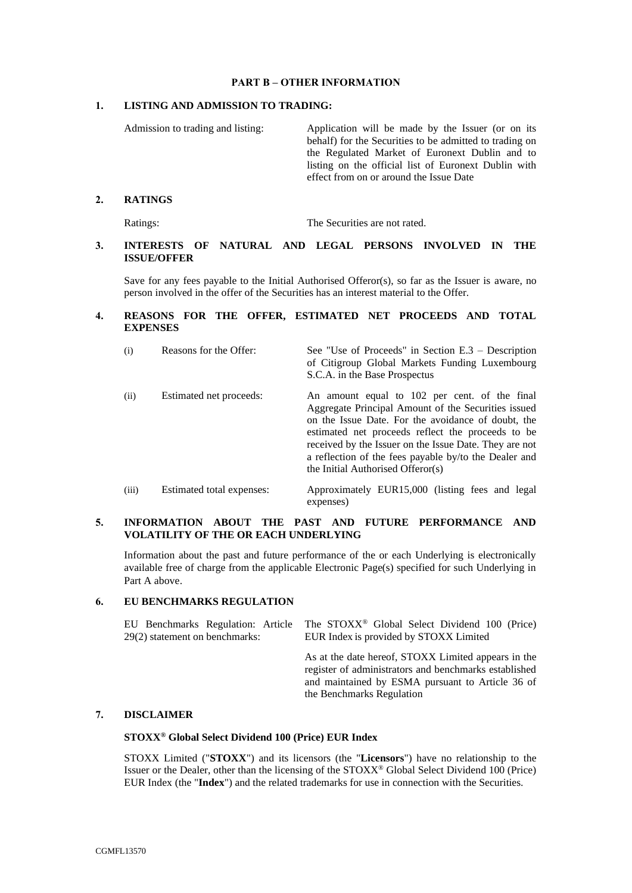## PART B – OTHER INFORMATION

### 1. LISTING AND ADMISSION TO TRADING:

| | |
|---|---|
| Admission to trading and listing: | Application will be made by the Issuer (or on its behalf) for the Securities to be admitted to trading on the Regulated Market of Euronext Dublin and to listing on the official list of Euronext Dublin with effect from on or around the Issue Date |

### 2. RATINGS

| | |
|---|---|
| Ratings: | The Securities are not rated. |

### 3. INTERESTS OF NATURAL AND LEGAL PERSONS INVOLVED IN THE ISSUE/OFFER

Save for any fees payable to the Initial Authorised Offeror(s), so far as the Issuer is aware, no person involved in the offer of the Securities has an interest material to the Offer.

### 4. REASONS FOR THE OFFER, ESTIMATED NET PROCEEDS AND TOTAL EXPENSES

| | | |
|---|---|---|
| (i) | Reasons for the Offer: | See "Use of Proceeds" in Section E.3 – Description of Citigroup Global Markets Funding Luxembourg S.C.A. in the Base Prospectus |
| (ii) | Estimated net proceeds: | An amount equal to 102 per cent. of the final Aggregate Principal Amount of the Securities issued on the Issue Date. For the avoidance of doubt, the estimated net proceeds reflect the proceeds to be received by the Issuer on the Issue Date. They are not a reflection of the fees payable by/to the Dealer and the Initial Authorised Offeror(s) |
| (iii) | Estimated total expenses: | Approximately EUR15,000 (listing fees and legal expenses) |

### 5. INFORMATION ABOUT THE PAST AND FUTURE PERFORMANCE AND VOLATILITY OF THE OR EACH UNDERLYING

Information about the past and future performance of the or each Underlying is electronically available free of charge from the applicable Electronic Page(s) specified for such Underlying in Part A above.

### 6. EU BENCHMARKS REGULATION

| | |
|---|---|
| EU Benchmarks Regulation: Article 29(2) statement on benchmarks: | The STOXX® Global Select Dividend 100 (Price) EUR Index is provided by STOXX Limited<br><br>As at the date hereof, STOXX Limited appears in the register of administrators and benchmarks established and maintained by ESMA pursuant to Article 36 of the Benchmarks Regulation |

### 7. DISCLAIMER

**STOXX® Global Select Dividend 100 (Price) EUR Index**

STOXX Limited ("**STOXX**") and its licensors (the "**Licensors**") have no relationship to the Issuer or the Dealer, other than the licensing of the STOXX® Global Select Dividend 100 (Price) EUR Index (the "**Index**") and the related trademarks for use in connection with the Securities.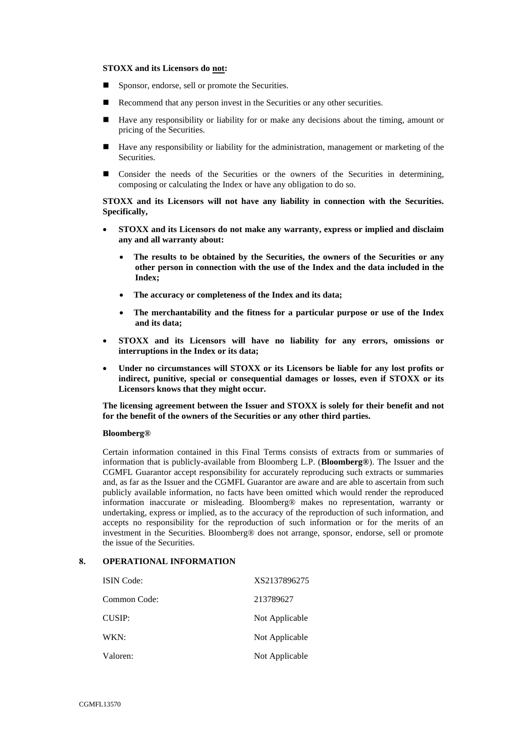**STOXX and its Licensors do not:**

- Sponsor, endorse, sell or promote the Securities.
- Recommend that any person invest in the Securities or any other securities.
- Have any responsibility or liability for or make any decisions about the timing, amount or pricing of the Securities.
- Have any responsibility or liability for the administration, management or marketing of the Securities.
- Consider the needs of the Securities or the owners of the Securities in determining, composing or calculating the Index or have any obligation to do so.

**STOXX and its Licensors will not have any liability in connection with the Securities. Specifically,**

- **STOXX and its Licensors do not make any warranty, express or implied and disclaim any and all warranty about:**
  - **The results to be obtained by the Securities, the owners of the Securities or any other person in connection with the use of the Index and the data included in the Index;**
  - **The accuracy or completeness of the Index and its data;**
  - **The merchantability and the fitness for a particular purpose or use of the Index and its data;**
- **STOXX and its Licensors will have no liability for any errors, omissions or interruptions in the Index or its data;**
- **Under no circumstances will STOXX or its Licensors be liable for any lost profits or indirect, punitive, special or consequential damages or losses, even if STOXX or its Licensors knows that they might occur.**

**The licensing agreement between the Issuer and STOXX is solely for their benefit and not for the benefit of the owners of the Securities or any other third parties.**

**Bloomberg®**

Certain information contained in this Final Terms consists of extracts from or summaries of information that is publicly-available from Bloomberg L.P. (**Bloomberg®**). The Issuer and the CGMFL Guarantor accept responsibility for accurately reproducing such extracts or summaries and, as far as the Issuer and the CGMFL Guarantor are aware and are able to ascertain from such publicly available information, no facts have been omitted which would render the reproduced information inaccurate or misleading. Bloomberg® makes no representation, warranty or undertaking, express or implied, as to the accuracy of the reproduction of such information, and accepts no responsibility for the reproduction of such information or for the merits of an investment in the Securities. Bloomberg® does not arrange, sponsor, endorse, sell or promote the issue of the Securities.

## 8. OPERATIONAL INFORMATION

| | |
|---|---|
| ISIN Code: | XS2137896275 |
| Common Code: | 213789627 |
| CUSIP: | Not Applicable |
| WKN: | Not Applicable |
| Valoren: | Not Applicable |

CGMFL13570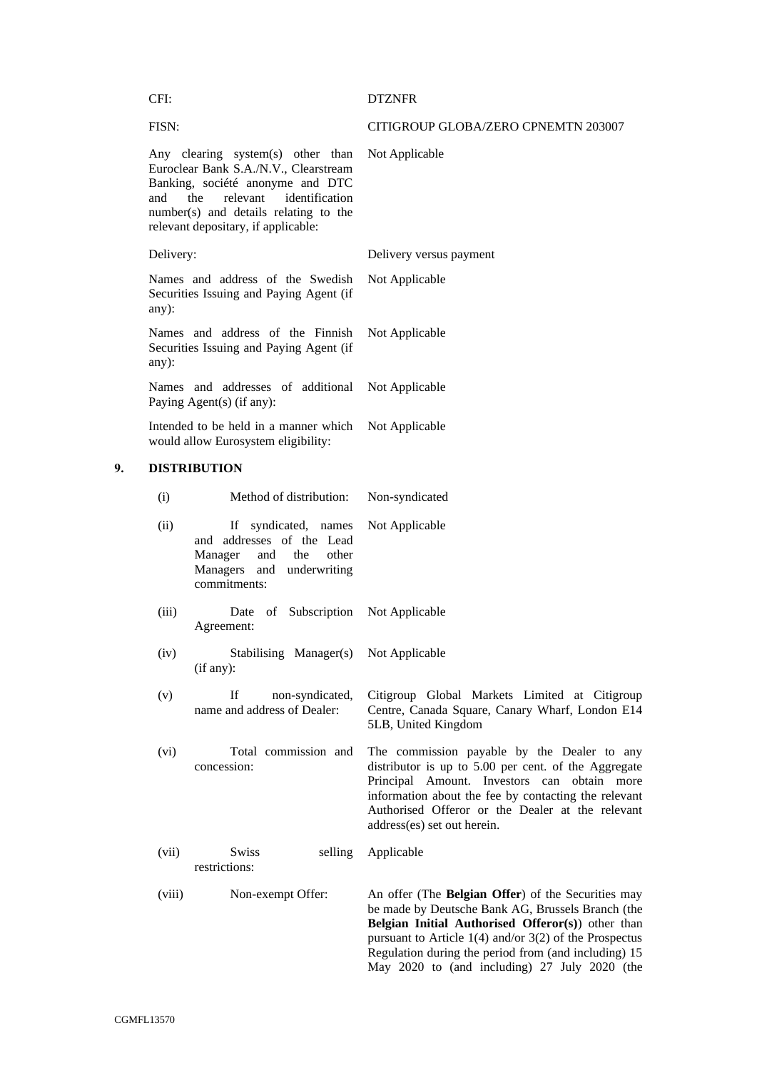| | |
|---|---|
| CFI: | DTZNFR |
| FISN: | CITIGROUP GLOBA/ZERO CPNEMTN 203007 |
| Any clearing system(s) other than Euroclear Bank S.A./N.V., Clearstream Banking, société anonyme and DTC and the relevant identification number(s) and details relating to the relevant depositary, if applicable: | Not Applicable |
| Delivery: | Delivery versus payment |
| Names and address of the Swedish Securities Issuing and Paying Agent (if any): | Not Applicable |
| Names and address of the Finnish Securities Issuing and Paying Agent (if any): | Not Applicable |
| Names and addresses of additional Paying Agent(s) (if any): | Not Applicable |
| Intended to be held in a manner which would allow Eurosystem eligibility: | Not Applicable |

## 9. DISTRIBUTION

| | | |
|---|---|---|
| (i) | Method of distribution: | Non-syndicated |
| (ii) | If syndicated, names and addresses of the Lead Manager and the other Managers and underwriting commitments: | Not Applicable |
| (iii) | Date of Subscription Agreement: | Not Applicable |
| (iv) | Stabilising Manager(s) (if any): | Not Applicable |
| (v) | If non-syndicated, name and address of Dealer: | Citigroup Global Markets Limited at Citigroup Centre, Canada Square, Canary Wharf, London E14 5LB, United Kingdom |
| (vi) | Total commission and concession: | The commission payable by the Dealer to any distributor is up to 5.00 per cent. of the Aggregate Principal Amount. Investors can obtain more information about the fee by contacting the relevant Authorised Offeror or the Dealer at the relevant address(es) set out herein. |
| (vii) | Swiss selling restrictions: | Applicable |
| (viii) | Non-exempt Offer: | An offer (The **Belgian Offer**) of the Securities may be made by Deutsche Bank AG, Brussels Branch (the **Belgian Initial Authorised Offeror(s)**) other than pursuant to Article 1(4) and/or 3(2) of the Prospectus Regulation during the period from (and including) 15 May 2020 to (and including) 27 July 2020 (the |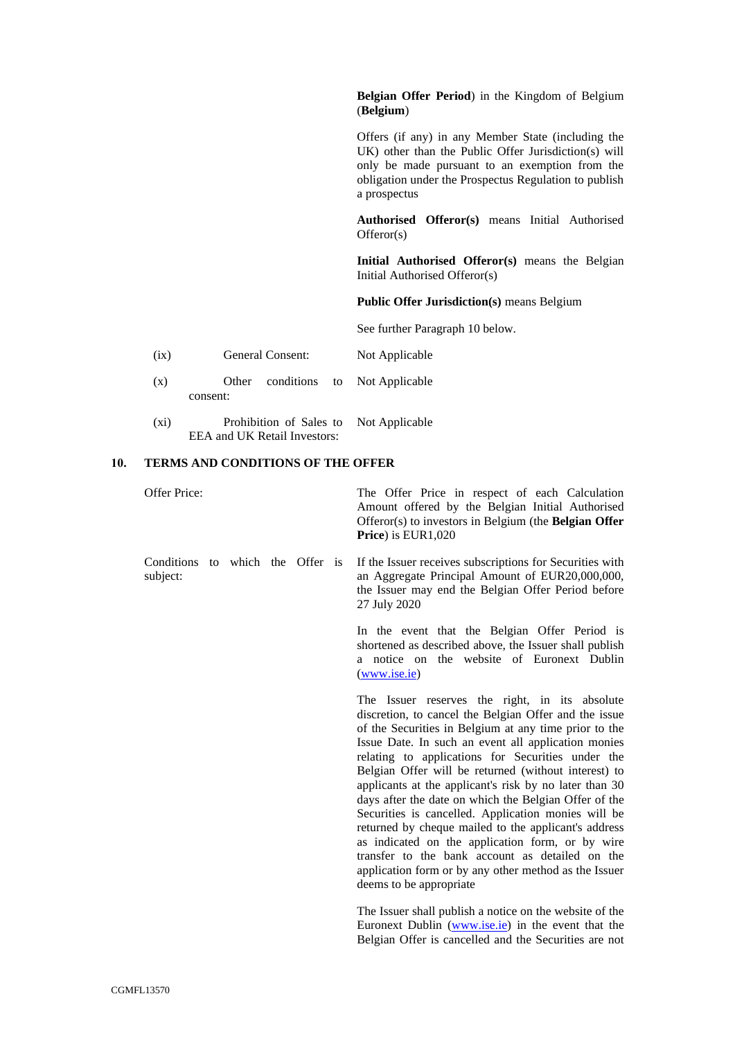| | |
|---|---|
| | **Belgian Offer Period**) in the Kingdom of Belgium (**Belgium**) |
| | Offers (if any) in any Member State (including the UK) other than the Public Offer Jurisdiction(s) will only be made pursuant to an exemption from the obligation under the Prospectus Regulation to publish a prospectus |
| | **Authorised Offeror(s)** means Initial Authorised Offeror(s) |
| | **Initial Authorised Offeror(s)** means the Belgian Initial Authorised Offeror(s) |
| | **Public Offer Jurisdiction(s)** means Belgium |
| | See further Paragraph 10 below. |
| (ix) General Consent: | Not Applicable |
| (x) Other conditions to consent: | Not Applicable |
| (xi) Prohibition of Sales to EEA and UK Retail Investors: | Not Applicable |

## 10. TERMS AND CONDITIONS OF THE OFFER

| | |
|---|---|
| Offer Price: | The Offer Price in respect of each Calculation Amount offered by the Belgian Initial Authorised Offeror(s) to investors in Belgium (the **Belgian Offer Price**) is EUR1,020 |
| Conditions to which the Offer is subject: | If the Issuer receives subscriptions for Securities with an Aggregate Principal Amount of EUR20,000,000, the Issuer may end the Belgian Offer Period before 27 July 2020 |
| | In the event that the Belgian Offer Period is shortened as described above, the Issuer shall publish a notice on the website of Euronext Dublin (www.ise.ie) |
| | The Issuer reserves the right, in its absolute discretion, to cancel the Belgian Offer and the issue of the Securities in Belgium at any time prior to the Issue Date. In such an event all application monies relating to applications for Securities under the Belgian Offer will be returned (without interest) to applicants at the applicant's risk by no later than 30 days after the date on which the Belgian Offer of the Securities is cancelled. Application monies will be returned by cheque mailed to the applicant's address as indicated on the application form, or by wire transfer to the bank account as detailed on the application form or by any other method as the Issuer deems to be appropriate |
| | The Issuer shall publish a notice on the website of the Euronext Dublin (www.ise.ie) in the event that the Belgian Offer is cancelled and the Securities are not |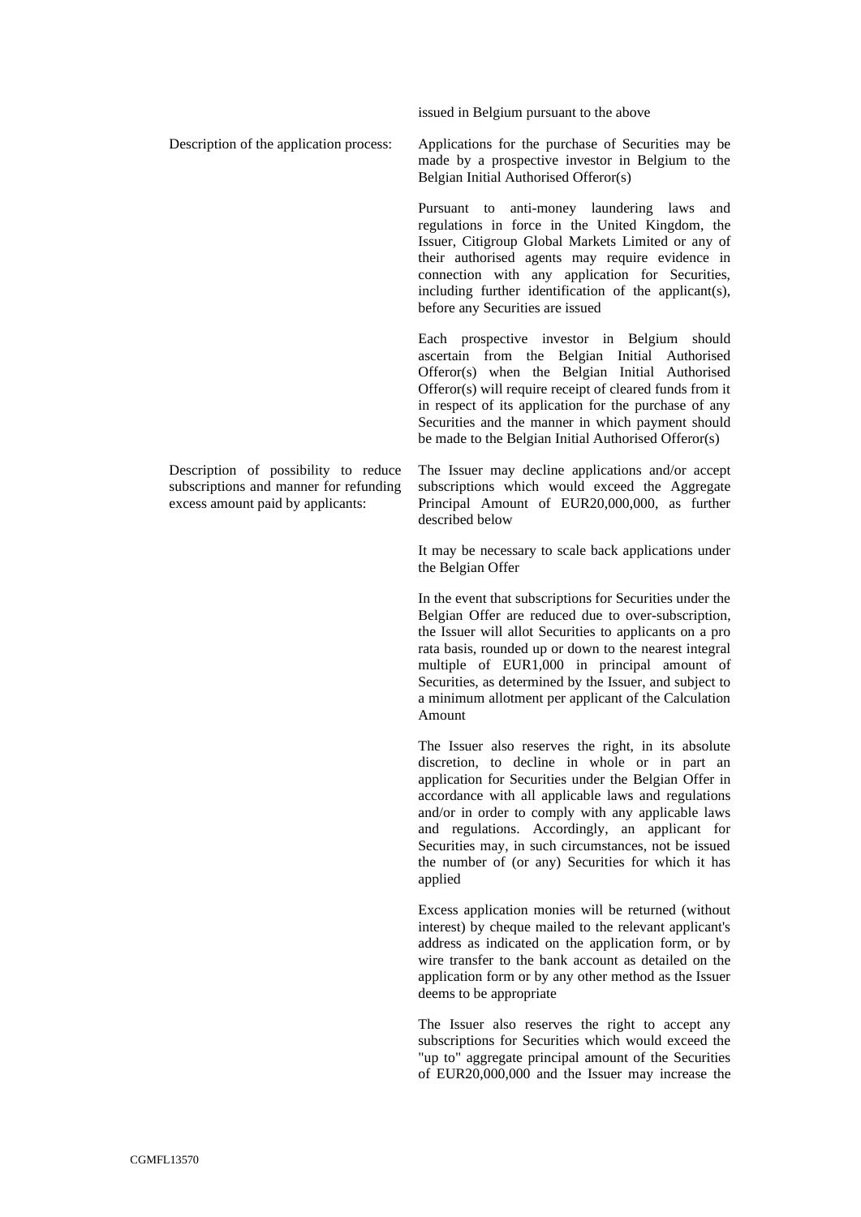| | |
|---|---|
| | issued in Belgium pursuant to the above |
| Description of the application process: | Applications for the purchase of Securities may be made by a prospective investor in Belgium to the Belgian Initial Authorised Offeror(s)<br><br>Pursuant to anti-money laundering laws and regulations in force in the United Kingdom, the Issuer, Citigroup Global Markets Limited or any of their authorised agents may require evidence in connection with any application for Securities, including further identification of the applicant(s), before any Securities are issued<br><br>Each prospective investor in Belgium should ascertain from the Belgian Initial Authorised Offeror(s) when the Belgian Initial Authorised Offeror(s) will require receipt of cleared funds from it in respect of its application for the purchase of any Securities and the manner in which payment should be made to the Belgian Initial Authorised Offeror(s) |
| Description of possibility to reduce subscriptions and manner for refunding excess amount paid by applicants: | The Issuer may decline applications and/or accept subscriptions which would exceed the Aggregate Principal Amount of EUR20,000,000, as further described below<br><br>It may be necessary to scale back applications under the Belgian Offer<br><br>In the event that subscriptions for Securities under the Belgian Offer are reduced due to over-subscription, the Issuer will allot Securities to applicants on a pro rata basis, rounded up or down to the nearest integral multiple of EUR1,000 in principal amount of Securities, as determined by the Issuer, and subject to a minimum allotment per applicant of the Calculation Amount<br><br>The Issuer also reserves the right, in its absolute discretion, to decline in whole or in part an application for Securities under the Belgian Offer in accordance with all applicable laws and regulations and/or in order to comply with any applicable laws and regulations. Accordingly, an applicant for Securities may, in such circumstances, not be issued the number of (or any) Securities for which it has applied<br><br>Excess application monies will be returned (without interest) by cheque mailed to the relevant applicant's address as indicated on the application form, or by wire transfer to the bank account as detailed on the application form or by any other method as the Issuer deems to be appropriate<br><br>The Issuer also reserves the right to accept any subscriptions for Securities which would exceed the "up to" aggregate principal amount of the Securities of EUR20,000,000 and the Issuer may increase the |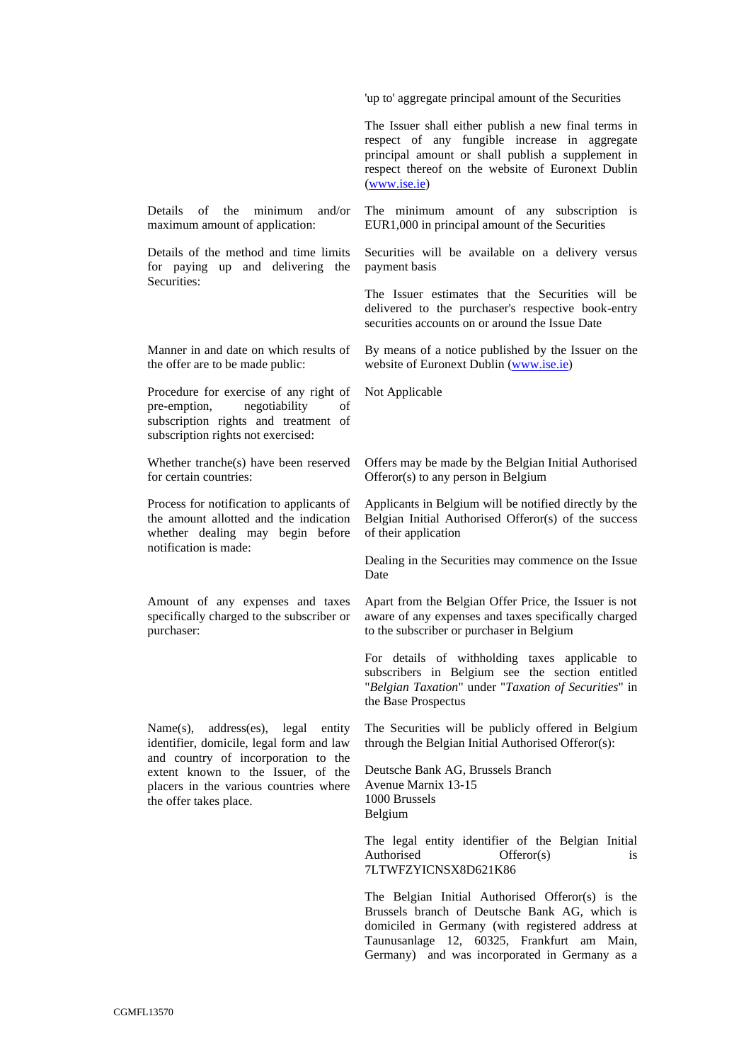| | |
|---|---|
| | 'up to' aggregate principal amount of the Securities<br><br>The Issuer shall either publish a new final terms in respect of any fungible increase in aggregate principal amount or shall publish a supplement in respect thereof on the website of Euronext Dublin (www.ise.ie) |
| Details of the minimum and/or maximum amount of application: | The minimum amount of any subscription is EUR1,000 in principal amount of the Securities |
| Details of the method and time limits for paying up and delivering the Securities: | Securities will be available on a delivery versus payment basis<br><br>The Issuer estimates that the Securities will be delivered to the purchaser's respective book-entry securities accounts on or around the Issue Date |
| Manner in and date on which results of the offer are to be made public: | By means of a notice published by the Issuer on the website of Euronext Dublin (www.ise.ie) |
| Procedure for exercise of any right of pre-emption, negotiability of subscription rights and treatment of subscription rights not exercised: | Not Applicable |
| Whether tranche(s) have been reserved for certain countries: | Offers may be made by the Belgian Initial Authorised Offeror(s) to any person in Belgium |
| Process for notification to applicants of the amount allotted and the indication whether dealing may begin before notification is made: | Applicants in Belgium will be notified directly by the Belgian Initial Authorised Offeror(s) of the success of their application<br><br>Dealing in the Securities may commence on the Issue Date |
| Amount of any expenses and taxes specifically charged to the subscriber or purchaser: | Apart from the Belgian Offer Price, the Issuer is not aware of any expenses and taxes specifically charged to the subscriber or purchaser in Belgium<br><br>For details of withholding taxes applicable to subscribers in Belgium see the section entitled "*Belgian Taxation*" under "*Taxation of Securities*" in the Base Prospectus |
| Name(s), address(es), legal entity identifier, domicile, legal form and law and country of incorporation to the extent known to the Issuer, of the placers in the various countries where the offer takes place. | The Securities will be publicly offered in Belgium through the Belgian Initial Authorised Offeror(s):<br><br>Deutsche Bank AG, Brussels Branch<br>Avenue Marnix 13-15<br>1000 Brussels<br>Belgium<br><br>The legal entity identifier of the Belgian Initial Authorised Offeror(s) is 7LTWFZYICNSX8D621K86<br><br>The Belgian Initial Authorised Offeror(s) is the Brussels branch of Deutsche Bank AG, which is domiciled in Germany (with registered address at Taunusanlage 12, 60325, Frankfurt am Main, Germany) and was incorporated in Germany as a |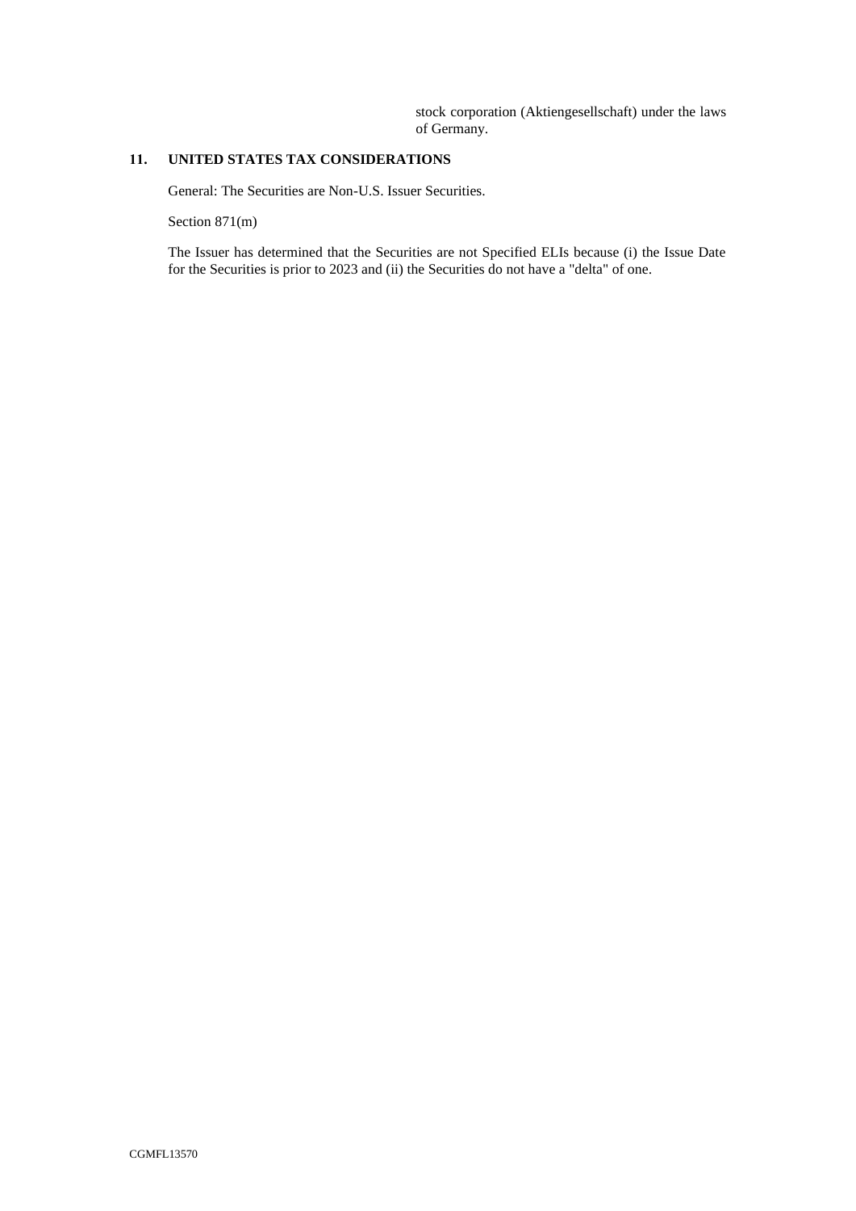stock corporation (Aktiengesellschaft) under the laws of Germany.

## 11. UNITED STATES TAX CONSIDERATIONS

General: The Securities are Non-U.S. Issuer Securities.

Section 871(m)

The Issuer has determined that the Securities are not Specified ELIs because (i) the Issue Date for the Securities is prior to 2023 and (ii) the Securities do not have a "delta" of one.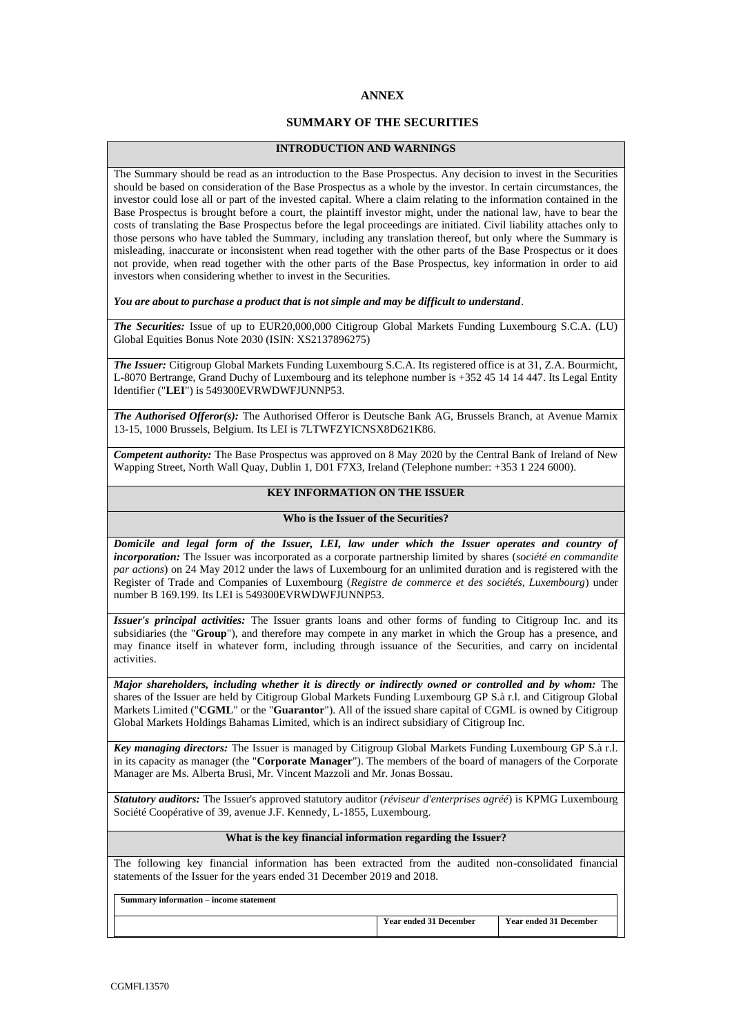# ANNEX

## SUMMARY OF THE SECURITIES

### INTRODUCTION AND WARNINGS

The Summary should be read as an introduction to the Base Prospectus. Any decision to invest in the Securities should be based on consideration of the Base Prospectus as a whole by the investor. In certain circumstances, the investor could lose all or part of the invested capital. Where a claim relating to the information contained in the Base Prospectus is brought before a court, the plaintiff investor might, under the national law, have to bear the costs of translating the Base Prospectus before the legal proceedings are initiated. Civil liability attaches only to those persons who have tabled the Summary, including any translation thereof, but only where the Summary is misleading, inaccurate or inconsistent when read together with the other parts of the Base Prospectus or it does not provide, when read together with the other parts of the Base Prospectus, key information in order to aid investors when considering whether to invest in the Securities.

***You are about to purchase a product that is not simple and may be difficult to understand***.

***The Securities:*** Issue of up to EUR20,000,000 Citigroup Global Markets Funding Luxembourg S.C.A. (LU) Global Equities Bonus Note 2030 (ISIN: XS2137896275)

***The Issuer:*** Citigroup Global Markets Funding Luxembourg S.C.A. Its registered office is at 31, Z.A. Bourmicht, L-8070 Bertrange, Grand Duchy of Luxembourg and its telephone number is +352 45 14 14 447. Its Legal Entity Identifier ("**LEI**") is 549300EVRWDWFJUNNP53.

***The Authorised Offeror(s):*** The Authorised Offeror is Deutsche Bank AG, Brussels Branch, at Avenue Marnix 13-15, 1000 Brussels, Belgium. Its LEI is 7LTWFZYICNSX8D621K86.

***Competent authority:*** The Base Prospectus was approved on 8 May 2020 by the Central Bank of Ireland of New Wapping Street, North Wall Quay, Dublin 1, D01 F7X3, Ireland (Telephone number: +353 1 224 6000).

### KEY INFORMATION ON THE ISSUER

#### Who is the Issuer of the Securities?

***Domicile and legal form of the Issuer, LEI, law under which the Issuer operates and country of incorporation:*** The Issuer was incorporated as a corporate partnership limited by shares (*société en commandite par actions*) on 24 May 2012 under the laws of Luxembourg for an unlimited duration and is registered with the Register of Trade and Companies of Luxembourg (*Registre de commerce et des sociétés, Luxembourg*) under number B 169.199. Its LEI is 549300EVRWDWFJUNNP53.

***Issuer's principal activities:*** The Issuer grants loans and other forms of funding to Citigroup Inc. and its subsidiaries (the "**Group**"), and therefore may compete in any market in which the Group has a presence, and may finance itself in whatever form, including through issuance of the Securities, and carry on incidental activities.

***Major shareholders, including whether it is directly or indirectly owned or controlled and by whom:*** The shares of the Issuer are held by Citigroup Global Markets Funding Luxembourg GP S.à r.l. and Citigroup Global Markets Limited ("**CGML**" or the "**Guarantor**"). All of the issued share capital of CGML is owned by Citigroup Global Markets Holdings Bahamas Limited, which is an indirect subsidiary of Citigroup Inc.

***Key managing directors:*** The Issuer is managed by Citigroup Global Markets Funding Luxembourg GP S.à r.l. in its capacity as manager (the "**Corporate Manager**"). The members of the board of managers of the Corporate Manager are Ms. Alberta Brusi, Mr. Vincent Mazzoli and Mr. Jonas Bossau.

***Statutory auditors:*** The Issuer's approved statutory auditor (*réviseur d'enterprises agréé*) is KPMG Luxembourg Société Coopérative of 39, avenue J.F. Kennedy, L-1855, Luxembourg.

#### What is the key financial information regarding the Issuer?

The following key financial information has been extracted from the audited non-consolidated financial statements of the Issuer for the years ended 31 December 2019 and 2018.

| Summary information – income statement | | |
|---|---|---|
| | Year ended 31 December | Year ended 31 December |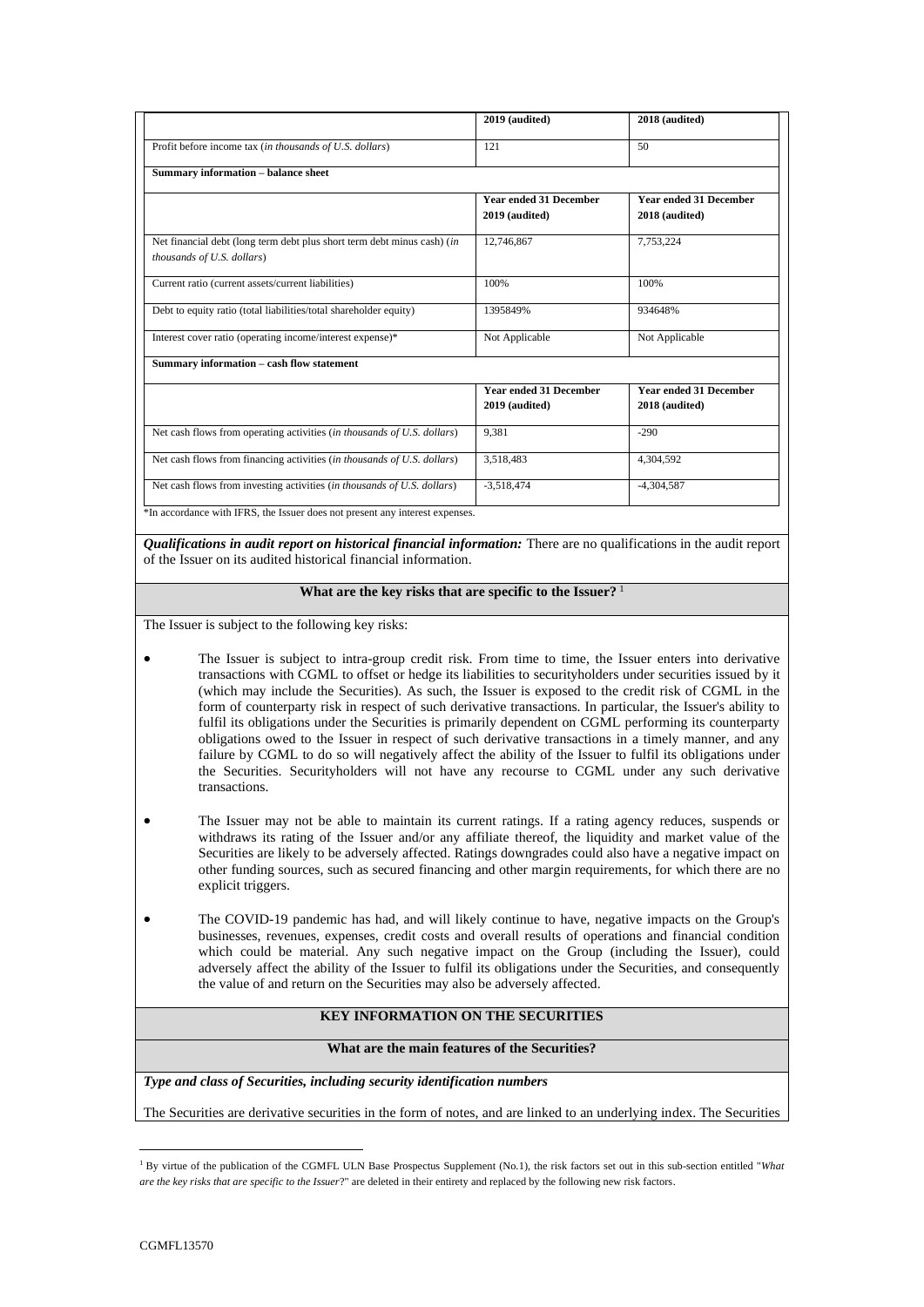| | 2019 (audited) | 2018 (audited) |
|---|---|---|
| Profit before income tax (*in thousands of U.S. dollars*) | 121 | 50 |
| **Summary information – balance sheet** | | |
| | **Year ended 31 December 2019 (audited)** | **Year ended 31 December 2018 (audited)** |
| Net financial debt (long term debt plus short term debt minus cash) (*in thousands of U.S. dollars*) | 12,746,867 | 7,753,224 |
| Current ratio (current assets/current liabilities) | 100% | 100% |
| Debt to equity ratio (total liabilities/total shareholder equity) | 1395849% | 934648% |
| Interest cover ratio (operating income/interest expense)* | Not Applicable | Not Applicable |
| **Summary information – cash flow statement** | | |
| | **Year ended 31 December 2019 (audited)** | **Year ended 31 December 2018 (audited)** |
| Net cash flows from operating activities (*in thousands of U.S. dollars*) | 9,381 | -290 |
| Net cash flows from financing activities (*in thousands of U.S. dollars*) | 3,518,483 | 4,304,592 |
| Net cash flows from investing activities (*in thousands of U.S. dollars*) | -3,518,474 | -4,304,587 |

*In accordance with IFRS, the Issuer does not present any interest expenses.

***Qualifications in audit report on historical financial information:*** There are no qualifications in the audit report of the Issuer on its audited historical financial information.

**What are the key risks that are specific to the Issuer?** [1]

The Issuer is subject to the following key risks:

- The Issuer is subject to intra-group credit risk. From time to time, the Issuer enters into derivative transactions with CGML to offset or hedge its liabilities to securityholders under securities issued by it (which may include the Securities). As such, the Issuer is exposed to the credit risk of CGML in the form of counterparty risk in respect of such derivative transactions. In particular, the Issuer's ability to fulfil its obligations under the Securities is primarily dependent on CGML performing its counterparty obligations owed to the Issuer in respect of such derivative transactions in a timely manner, and any failure by CGML to do so will negatively affect the ability of the Issuer to fulfil its obligations under the Securities. Securityholders will not have any recourse to CGML under any such derivative transactions.

- The Issuer may not be able to maintain its current ratings. If a rating agency reduces, suspends or withdraws its rating of the Issuer and/or any affiliate thereof, the liquidity and market value of the Securities are likely to be adversely affected. Ratings downgrades could also have a negative impact on other funding sources, such as secured financing and other margin requirements, for which there are no explicit triggers.

- The COVID-19 pandemic has had, and will likely continue to have, negative impacts on the Group's businesses, revenues, expenses, credit costs and overall results of operations and financial condition which could be material. Any such negative impact on the Group (including the Issuer), could adversely affect the ability of the Issuer to fulfil its obligations under the Securities, and consequently the value of and return on the Securities may also be adversely affected.

**KEY INFORMATION ON THE SECURITIES**

**What are the main features of the Securities?**

***Type and class of Securities, including security identification numbers***

The Securities are derivative securities in the form of notes, and are linked to an underlying index. The Securities

[1] By virtue of the publication of the CGMFL ULN Base Prospectus Supplement (No.1), the risk factors set out in this sub-section entitled "*What are the key risks that are specific to the Issuer?*" are deleted in their entirety and replaced by the following new risk factors.

CGMFL13570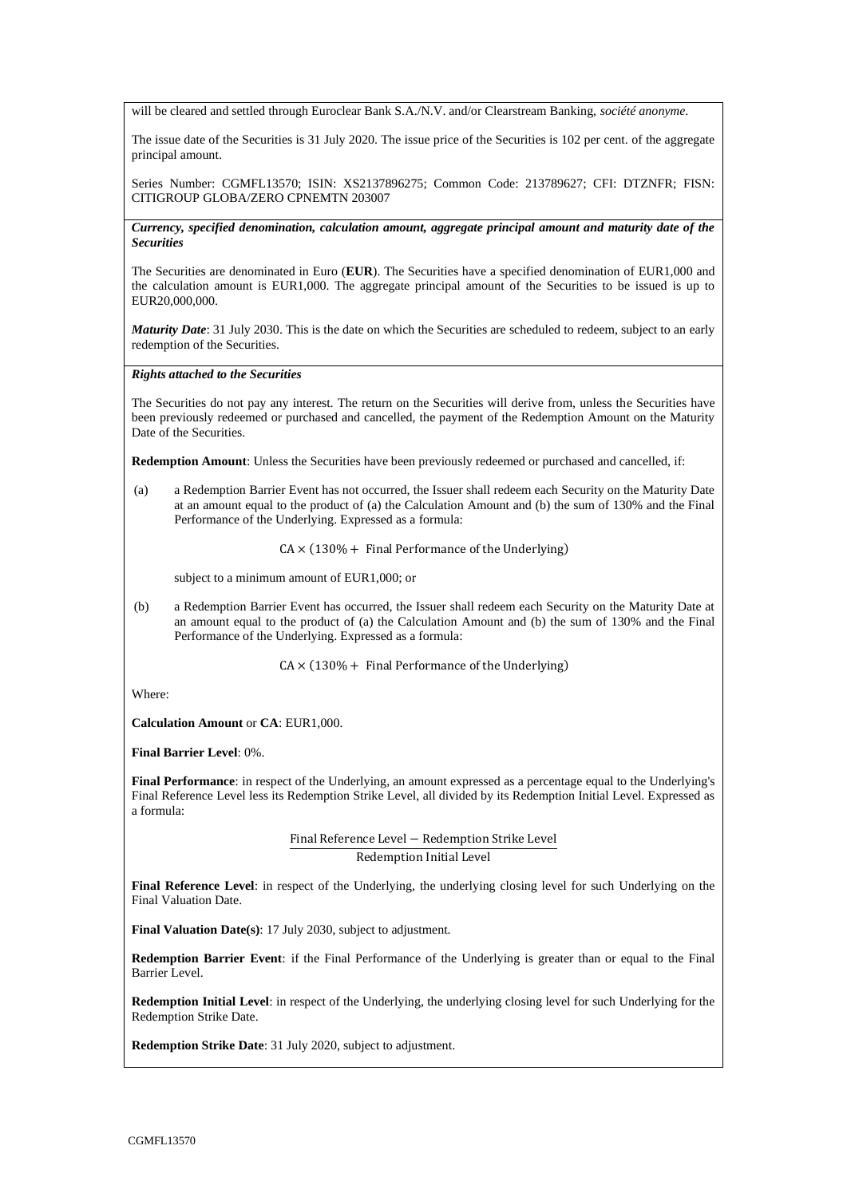will be cleared and settled through Euroclear Bank S.A./N.V. and/or Clearstream Banking, *société anonyme*.

The issue date of the Securities is 31 July 2020. The issue price of the Securities is 102 per cent. of the aggregate principal amount.

Series Number: CGMFL13570; ISIN: XS2137896275; Common Code: 213789627; CFI: DTZNFR; FISN: CITIGROUP GLOBA/ZERO CPNEMTN 203007

***Currency, specified denomination, calculation amount, aggregate principal amount and maturity date of the Securities***

The Securities are denominated in Euro (**EUR**). The Securities have a specified denomination of EUR1,000 and the calculation amount is EUR1,000. The aggregate principal amount of the Securities to be issued is up to EUR20,000,000.

***Maturity Date***: 31 July 2030. This is the date on which the Securities are scheduled to redeem, subject to an early redemption of the Securities.

***Rights attached to the Securities***

The Securities do not pay any interest. The return on the Securities will derive from, unless the Securities have been previously redeemed or purchased and cancelled, the payment of the Redemption Amount on the Maturity Date of the Securities.

**Redemption Amount**: Unless the Securities have been previously redeemed or purchased and cancelled, if:

(a) a Redemption Barrier Event has not occurred, the Issuer shall redeem each Security on the Maturity Date at an amount equal to the product of (a) the Calculation Amount and (b) the sum of 130% and the Final Performance of the Underlying. Expressed as a formula:

$$\text{CA} \times (130\% + \text{ Final Performance of the Underlying})$$

subject to a minimum amount of EUR1,000; or

(b) a Redemption Barrier Event has occurred, the Issuer shall redeem each Security on the Maturity Date at an amount equal to the product of (a) the Calculation Amount and (b) the sum of 130% and the Final Performance of the Underlying. Expressed as a formula:

$$\text{CA} \times (130\% + \text{ Final Performance of the Underlying})$$

Where:

**Calculation Amount** or **CA**: EUR1,000.

**Final Barrier Level**: 0%.

**Final Performance**: in respect of the Underlying, an amount expressed as a percentage equal to the Underlying's Final Reference Level less its Redemption Strike Level, all divided by its Redemption Initial Level. Expressed as a formula:

$$\frac{\text{Final Reference Level} - \text{Redemption Strike Level}}{\text{Redemption Initial Level}}$$

**Final Reference Level**: in respect of the Underlying, the underlying closing level for such Underlying on the Final Valuation Date.

**Final Valuation Date(s)**: 17 July 2030, subject to adjustment.

**Redemption Barrier Event**: if the Final Performance of the Underlying is greater than or equal to the Final Barrier Level.

**Redemption Initial Level**: in respect of the Underlying, the underlying closing level for such Underlying for the Redemption Strike Date.

**Redemption Strike Date**: 31 July 2020, subject to adjustment.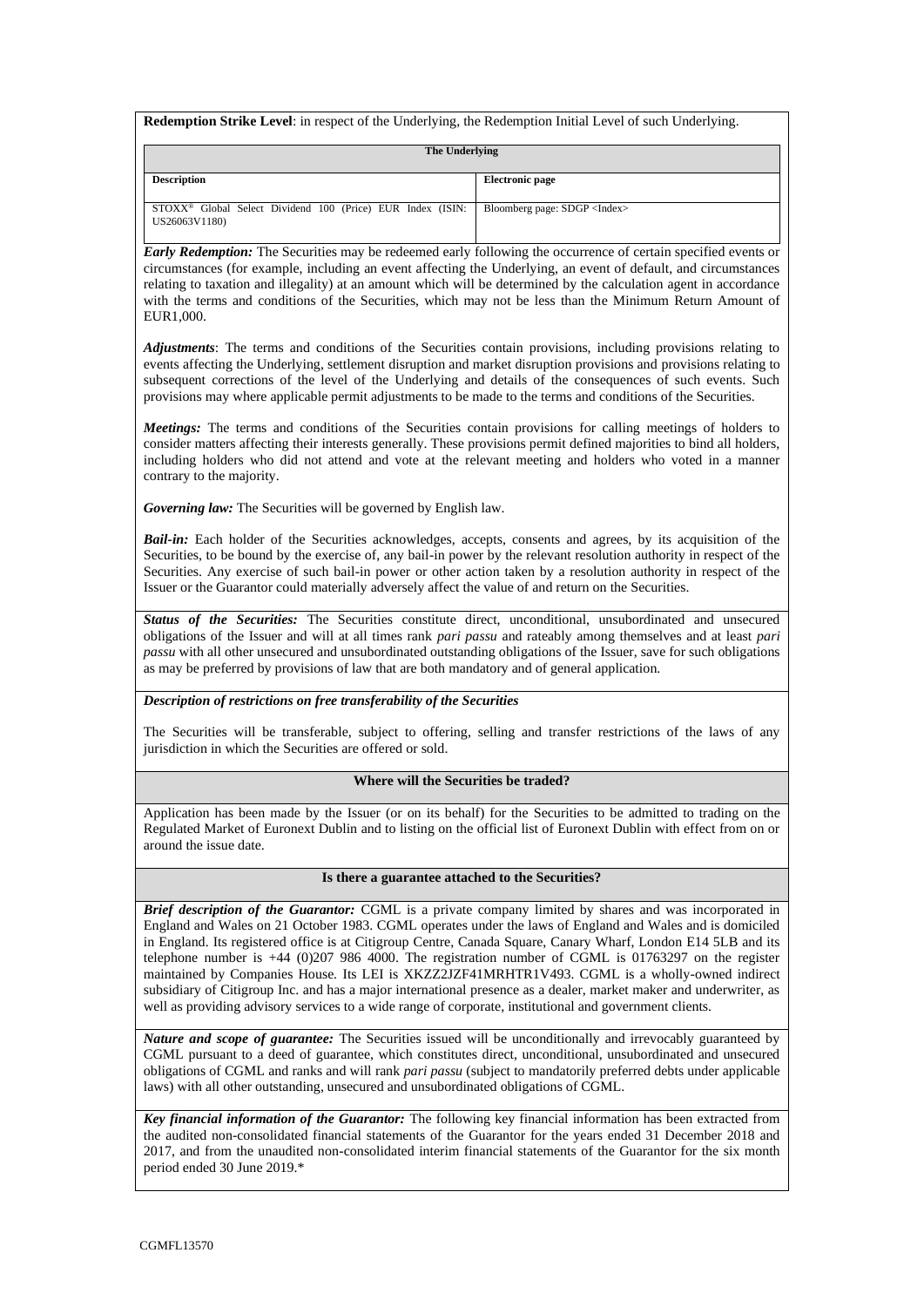**Redemption Strike Level**: in respect of the Underlying, the Redemption Initial Level of such Underlying.

| The Underlying | |
|---|---|
| **Description** | **Electronic page** |
| STOXX® Global Select Dividend 100 (Price) EUR Index (ISIN: US26063V1180) | Bloomberg page: SDGP <Index> |

***Early Redemption:*** The Securities may be redeemed early following the occurrence of certain specified events or circumstances (for example, including an event affecting the Underlying, an event of default, and circumstances relating to taxation and illegality) at an amount which will be determined by the calculation agent in accordance with the terms and conditions of the Securities, which may not be less than the Minimum Return Amount of EUR1,000.

***Adjustments***: The terms and conditions of the Securities contain provisions, including provisions relating to events affecting the Underlying, settlement disruption and market disruption provisions and provisions relating to subsequent corrections of the level of the Underlying and details of the consequences of such events. Such provisions may where applicable permit adjustments to be made to the terms and conditions of the Securities.

***Meetings:*** The terms and conditions of the Securities contain provisions for calling meetings of holders to consider matters affecting their interests generally. These provisions permit defined majorities to bind all holders, including holders who did not attend and vote at the relevant meeting and holders who voted in a manner contrary to the majority.

***Governing law:*** The Securities will be governed by English law.

***Bail-in:*** Each holder of the Securities acknowledges, accepts, consents and agrees, by its acquisition of the Securities, to be bound by the exercise of, any bail-in power by the relevant resolution authority in respect of the Securities. Any exercise of such bail-in power or other action taken by a resolution authority in respect of the Issuer or the Guarantor could materially adversely affect the value of and return on the Securities.

***Status of the Securities:*** The Securities constitute direct, unconditional, unsubordinated and unsecured obligations of the Issuer and will at all times rank *pari passu* and rateably among themselves and at least *pari passu* with all other unsecured and unsubordinated outstanding obligations of the Issuer, save for such obligations as may be preferred by provisions of law that are both mandatory and of general application.

***Description of restrictions on free transferability of the Securities***

The Securities will be transferable, subject to offering, selling and transfer restrictions of the laws of any jurisdiction in which the Securities are offered or sold.

**Where will the Securities be traded?**

Application has been made by the Issuer (or on its behalf) for the Securities to be admitted to trading on the Regulated Market of Euronext Dublin and to listing on the official list of Euronext Dublin with effect from on or around the issue date.

**Is there a guarantee attached to the Securities?**

***Brief description of the Guarantor:*** CGML is a private company limited by shares and was incorporated in England and Wales on 21 October 1983. CGML operates under the laws of England and Wales and is domiciled in England. Its registered office is at Citigroup Centre, Canada Square, Canary Wharf, London E14 5LB and its telephone number is +44 (0)207 986 4000. The registration number of CGML is 01763297 on the register maintained by Companies House. Its LEI is XKZZ2JZF41MRHTR1V493. CGML is a wholly-owned indirect subsidiary of Citigroup Inc. and has a major international presence as a dealer, market maker and underwriter, as well as providing advisory services to a wide range of corporate, institutional and government clients.

***Nature and scope of guarantee:*** The Securities issued will be unconditionally and irrevocably guaranteed by CGML pursuant to a deed of guarantee, which constitutes direct, unconditional, unsubordinated and unsecured obligations of CGML and ranks and will rank *pari passu* (subject to mandatorily preferred debts under applicable laws) with all other outstanding, unsecured and unsubordinated obligations of CGML.

***Key financial information of the Guarantor:*** The following key financial information has been extracted from the audited non-consolidated financial statements of the Guarantor for the years ended 31 December 2018 and 2017, and from the unaudited non-consolidated interim financial statements of the Guarantor for the six month period ended 30 June 2019.*

CGMFL13570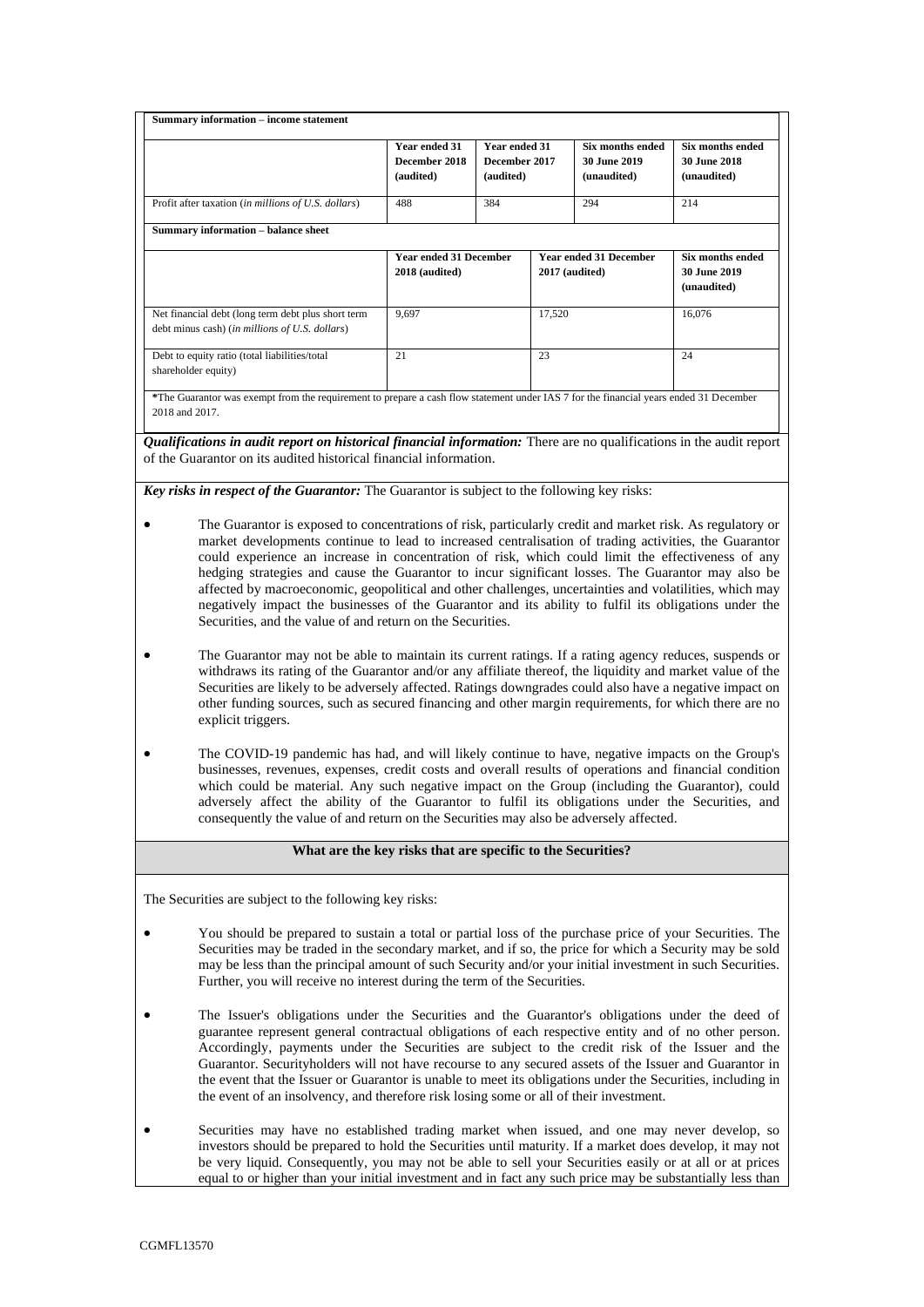**Summary information – income statement**

| | Year ended 31 December 2018 (audited) | Year ended 31 December 2017 (audited) | Six months ended 30 June 2019 (unaudited) | Six months ended 30 June 2018 (unaudited) |
|---|---|---|---|---|
| Profit after taxation (*in millions of U.S. dollars*) | 488 | 384 | 294 | 214 |

**Summary information – balance sheet**

| | Year ended 31 December 2018 (audited) | Year ended 31 December 2017 (audited) | Six months ended 30 June 2019 (unaudited) |
|---|---|---|---|
| Net financial debt (long term debt plus short term debt minus cash) (*in millions of U.S. dollars*) | 9,697 | 17,520 | 16,076 |
| Debt to equity ratio (total liabilities/total shareholder equity) | 21 | 23 | 24 |

*The Guarantor was exempt from the requirement to prepare a cash flow statement under IAS 7 for the financial years ended 31 December 2018 and 2017.

***Qualifications in audit report on historical financial information:*** There are no qualifications in the audit report of the Guarantor on its audited historical financial information.

***Key risks in respect of the Guarantor:*** The Guarantor is subject to the following key risks:

- The Guarantor is exposed to concentrations of risk, particularly credit and market risk. As regulatory or market developments continue to lead to increased centralisation of trading activities, the Guarantor could experience an increase in concentration of risk, which could limit the effectiveness of any hedging strategies and cause the Guarantor to incur significant losses. The Guarantor may also be affected by macroeconomic, geopolitical and other challenges, uncertainties and volatilities, which may negatively impact the businesses of the Guarantor and its ability to fulfil its obligations under the Securities, and the value of and return on the Securities.

- The Guarantor may not be able to maintain its current ratings. If a rating agency reduces, suspends or withdraws its rating of the Guarantor and/or any affiliate thereof, the liquidity and market value of the Securities are likely to be adversely affected. Ratings downgrades could also have a negative impact on other funding sources, such as secured financing and other margin requirements, for which there are no explicit triggers.

- The COVID-19 pandemic has had, and will likely continue to have, negative impacts on the Group's businesses, revenues, expenses, credit costs and overall results of operations and financial condition which could be material. Any such negative impact on the Group (including the Guarantor), could adversely affect the ability of the Guarantor to fulfil its obligations under the Securities, and consequently the value of and return on the Securities may also be adversely affected.

**What are the key risks that are specific to the Securities?**

The Securities are subject to the following key risks:

- You should be prepared to sustain a total or partial loss of the purchase price of your Securities. The Securities may be traded in the secondary market, and if so, the price for which a Security may be sold may be less than the principal amount of such Security and/or your initial investment in such Securities. Further, you will receive no interest during the term of the Securities.

- The Issuer's obligations under the Securities and the Guarantor's obligations under the deed of guarantee represent general contractual obligations of each respective entity and of no other person. Accordingly, payments under the Securities are subject to the credit risk of the Issuer and the Guarantor. Securityholders will not have recourse to any secured assets of the Issuer and Guarantor in the event that the Issuer or Guarantor is unable to meet its obligations under the Securities, including in the event of an insolvency, and therefore risk losing some or all of their investment.

- Securities may have no established trading market when issued, and one may never develop, so investors should be prepared to hold the Securities until maturity. If a market does develop, it may not be very liquid. Consequently, you may not be able to sell your Securities easily or at all or at prices equal to or higher than your initial investment and in fact any such price may be substantially less than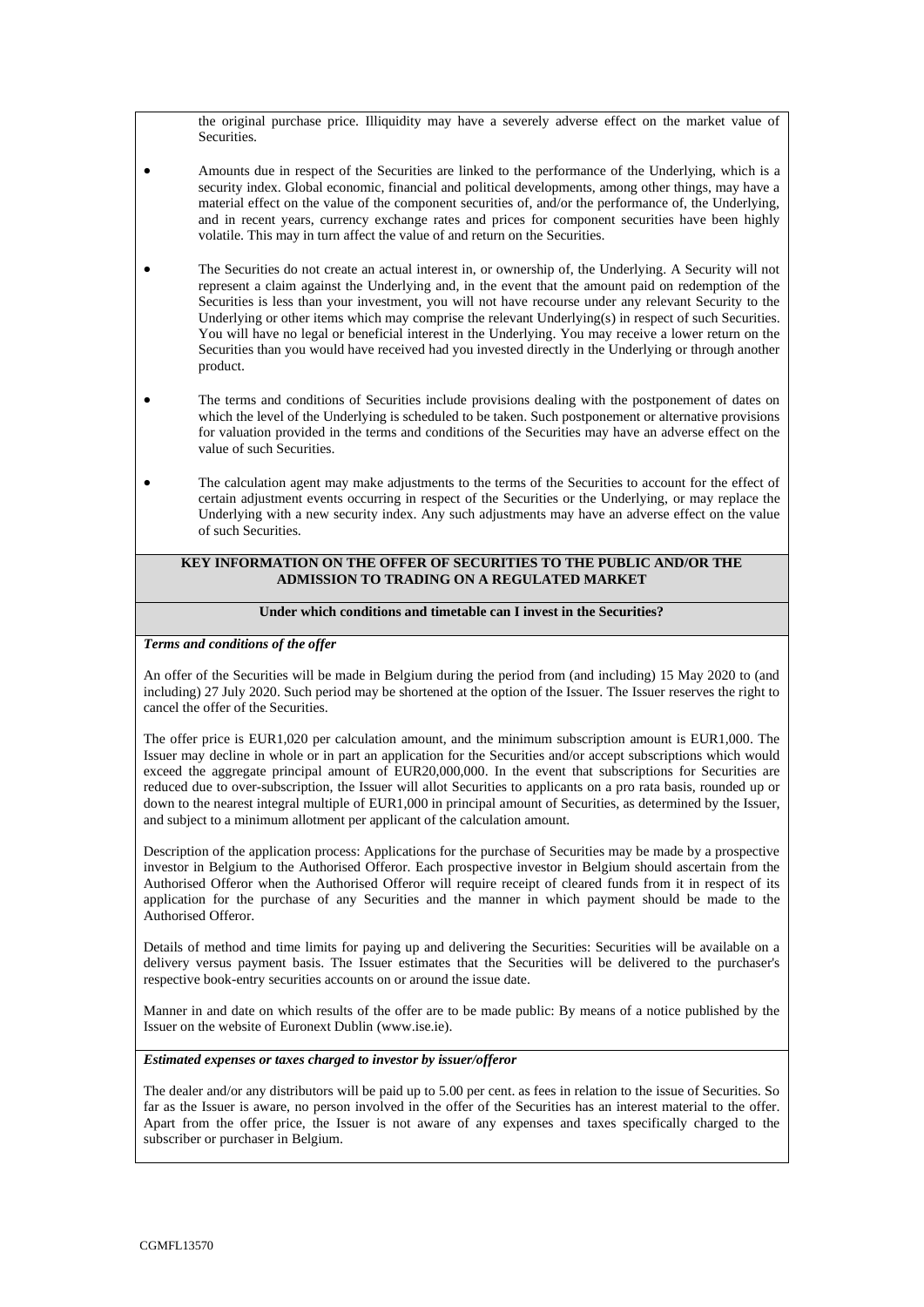the original purchase price. Illiquidity may have a severely adverse effect on the market value of Securities.

- Amounts due in respect of the Securities are linked to the performance of the Underlying, which is a security index. Global economic, financial and political developments, among other things, may have a material effect on the value of the component securities of, and/or the performance of, the Underlying, and in recent years, currency exchange rates and prices for component securities have been highly volatile. This may in turn affect the value of and return on the Securities.

- The Securities do not create an actual interest in, or ownership of, the Underlying. A Security will not represent a claim against the Underlying and, in the event that the amount paid on redemption of the Securities is less than your investment, you will not have recourse under any relevant Security to the Underlying or other items which may comprise the relevant Underlying(s) in respect of such Securities. You will have no legal or beneficial interest in the Underlying. You may receive a lower return on the Securities than you would have received had you invested directly in the Underlying or through another product.

- The terms and conditions of Securities include provisions dealing with the postponement of dates on which the level of the Underlying is scheduled to be taken. Such postponement or alternative provisions for valuation provided in the terms and conditions of the Securities may have an adverse effect on the value of such Securities.

- The calculation agent may make adjustments to the terms of the Securities to account for the effect of certain adjustment events occurring in respect of the Securities or the Underlying, or may replace the Underlying with a new security index. Any such adjustments may have an adverse effect on the value of such Securities.

**KEY INFORMATION ON THE OFFER OF SECURITIES TO THE PUBLIC AND/OR THE ADMISSION TO TRADING ON A REGULATED MARKET**

**Under which conditions and timetable can I invest in the Securities?**

***Terms and conditions of the offer***

An offer of the Securities will be made in Belgium during the period from (and including) 15 May 2020 to (and including) 27 July 2020. Such period may be shortened at the option of the Issuer. The Issuer reserves the right to cancel the offer of the Securities.

The offer price is EUR1,020 per calculation amount, and the minimum subscription amount is EUR1,000. The Issuer may decline in whole or in part an application for the Securities and/or accept subscriptions which would exceed the aggregate principal amount of EUR20,000,000. In the event that subscriptions for Securities are reduced due to over-subscription, the Issuer will allot Securities to applicants on a pro rata basis, rounded up or down to the nearest integral multiple of EUR1,000 in principal amount of Securities, as determined by the Issuer, and subject to a minimum allotment per applicant of the calculation amount.

Description of the application process: Applications for the purchase of Securities may be made by a prospective investor in Belgium to the Authorised Offeror. Each prospective investor in Belgium should ascertain from the Authorised Offeror when the Authorised Offeror will require receipt of cleared funds from it in respect of its application for the purchase of any Securities and the manner in which payment should be made to the Authorised Offeror.

Details of method and time limits for paying up and delivering the Securities: Securities will be available on a delivery versus payment basis. The Issuer estimates that the Securities will be delivered to the purchaser's respective book-entry securities accounts on or around the issue date.

Manner in and date on which results of the offer are to be made public: By means of a notice published by the Issuer on the website of Euronext Dublin (www.ise.ie).

***Estimated expenses or taxes charged to investor by issuer/offeror***

The dealer and/or any distributors will be paid up to 5.00 per cent. as fees in relation to the issue of Securities. So far as the Issuer is aware, no person involved in the offer of the Securities has an interest material to the offer. Apart from the offer price, the Issuer is not aware of any expenses and taxes specifically charged to the subscriber or purchaser in Belgium.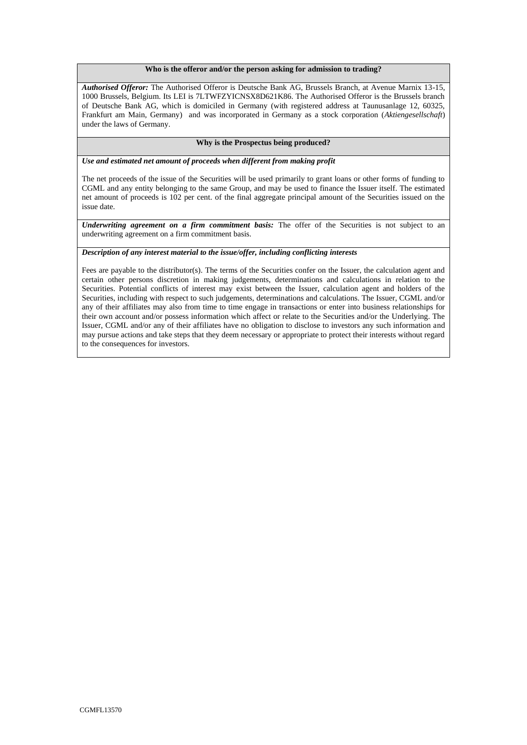**Who is the offeror and/or the person asking for admission to trading?**

***Authorised Offeror:*** The Authorised Offeror is Deutsche Bank AG, Brussels Branch, at Avenue Marnix 13-15, 1000 Brussels, Belgium. Its LEI is 7LTWFZYICNSX8D621K86. The Authorised Offeror is the Brussels branch of Deutsche Bank AG, which is domiciled in Germany (with registered address at Taunusanlage 12, 60325, Frankfurt am Main, Germany) and was incorporated in Germany as a stock corporation (*Aktiengesellschaft*) under the laws of Germany.

**Why is the Prospectus being produced?**

***Use and estimated net amount of proceeds when different from making profit***

The net proceeds of the issue of the Securities will be used primarily to grant loans or other forms of funding to CGML and any entity belonging to the same Group, and may be used to finance the Issuer itself. The estimated net amount of proceeds is 102 per cent. of the final aggregate principal amount of the Securities issued on the issue date.

***Underwriting agreement on a firm commitment basis:*** The offer of the Securities is not subject to an underwriting agreement on a firm commitment basis.

***Description of any interest material to the issue/offer, including conflicting interests***

Fees are payable to the distributor(s). The terms of the Securities confer on the Issuer, the calculation agent and certain other persons discretion in making judgements, determinations and calculations in relation to the Securities. Potential conflicts of interest may exist between the Issuer, calculation agent and holders of the Securities, including with respect to such judgements, determinations and calculations. The Issuer, CGML and/or any of their affiliates may also from time to time engage in transactions or enter into business relationships for their own account and/or possess information which affect or relate to the Securities and/or the Underlying. The Issuer, CGML and/or any of their affiliates have no obligation to disclose to investors any such information and may pursue actions and take steps that they deem necessary or appropriate to protect their interests without regard to the consequences for investors.